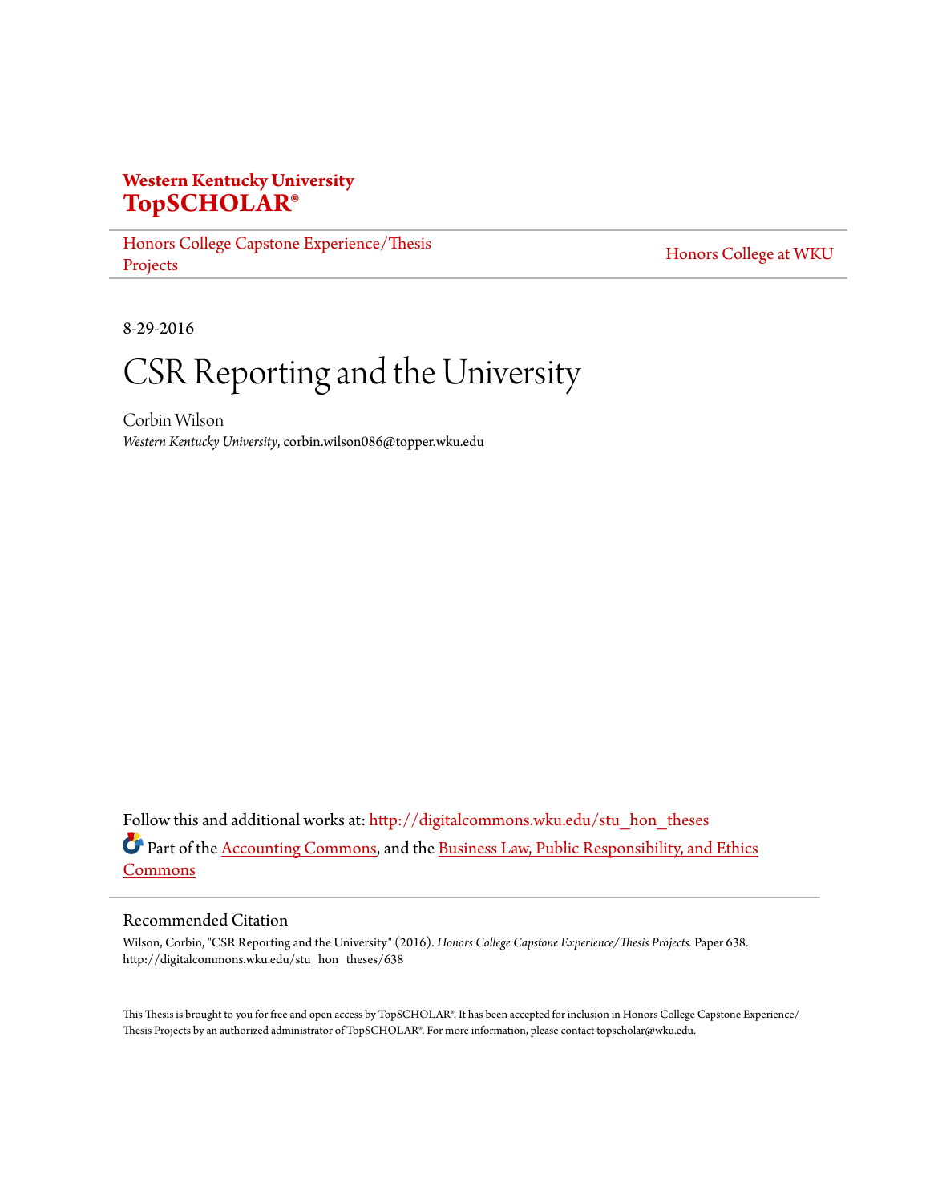**Western Kentucky University**
**TopSCHOLAR®**

Honors College Capstone Experience/Thesis Projects | Honors College at WKU

8-29-2016

# CSR Reporting and the University

Corbin Wilson
*Western Kentucky University*, corbin.wilson086@topper.wku.edu

Follow this and additional works at: http://digitalcommons.wku.edu/stu_hon_theses

Part of the Accounting Commons, and the Business Law, Public Responsibility, and Ethics Commons

## Recommended Citation

Wilson, Corbin, "CSR Reporting and the University" (2016). *Honors College Capstone Experience/Thesis Projects.* Paper 638.
http://digitalcommons.wku.edu/stu_hon_theses/638

This Thesis is brought to you for free and open access by TopSCHOLAR®. It has been accepted for inclusion in Honors College Capstone Experience/Thesis Projects by an authorized administrator of TopSCHOLAR®. For more information, please contact topscholar@wku.edu.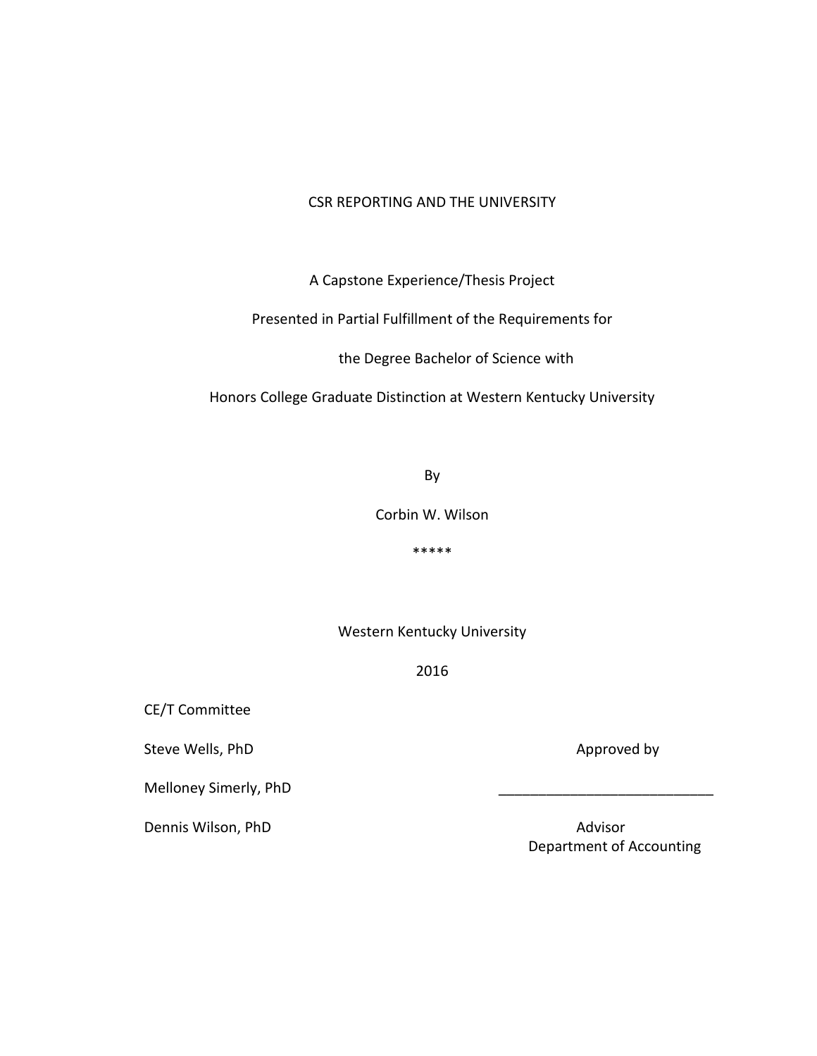CSR REPORTING AND THE UNIVERSITY

A Capstone Experience/Thesis Project

Presented in Partial Fulfillment of the Requirements for

the Degree Bachelor of Science with

Honors College Graduate Distinction at Western Kentucky University

By

Corbin W. Wilson

*****

Western Kentucky University

2016

CE/T Committee

Steve Wells, PhD

Melloney Simerly, PhD

Dennis Wilson, PhD

Approved by

___________________________

Advisor
Department of Accounting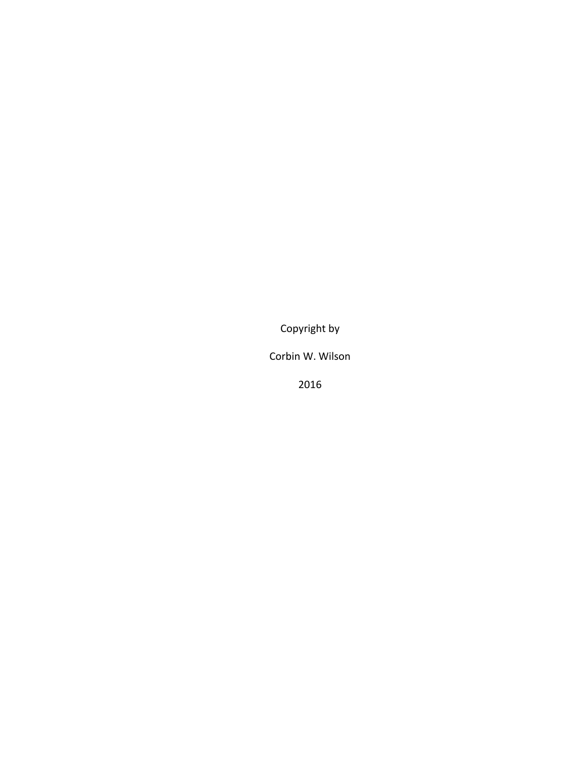Copyright by

Corbin W. Wilson

2016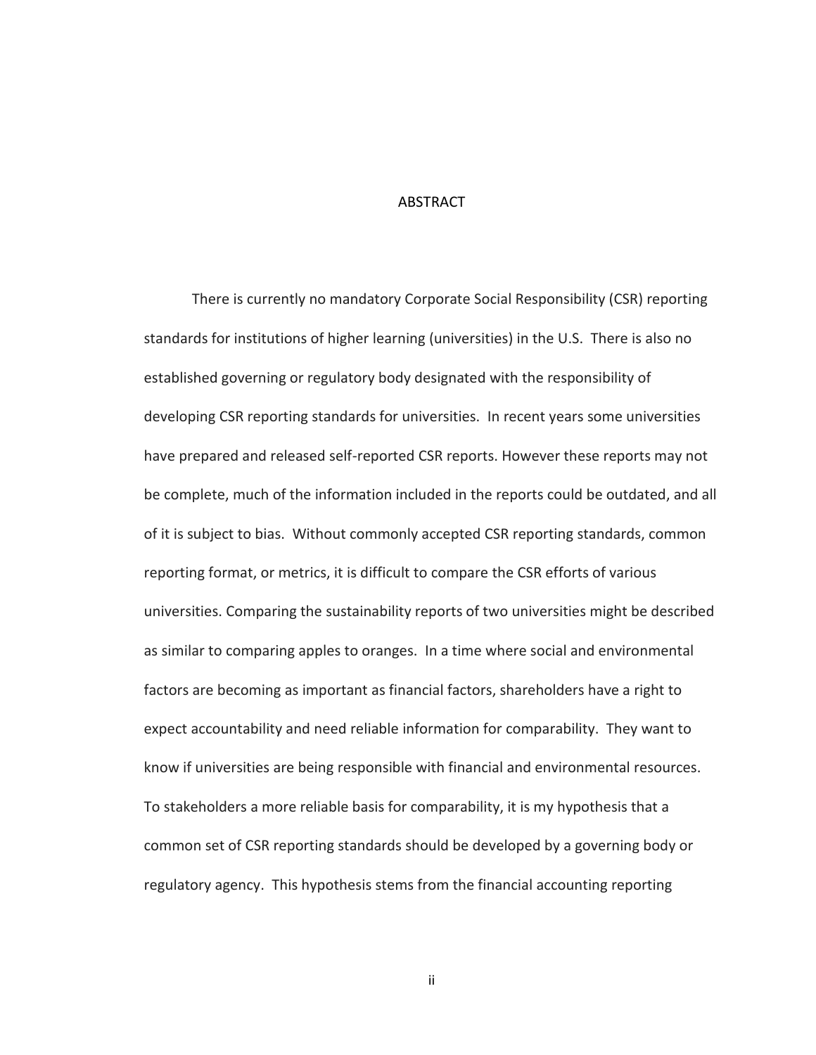# ABSTRACT

There is currently no mandatory Corporate Social Responsibility (CSR) reporting standards for institutions of higher learning (universities) in the U.S. There is also no established governing or regulatory body designated with the responsibility of developing CSR reporting standards for universities. In recent years some universities have prepared and released self-reported CSR reports. However these reports may not be complete, much of the information included in the reports could be outdated, and all of it is subject to bias. Without commonly accepted CSR reporting standards, common reporting format, or metrics, it is difficult to compare the CSR efforts of various universities. Comparing the sustainability reports of two universities might be described as similar to comparing apples to oranges. In a time where social and environmental factors are becoming as important as financial factors, shareholders have a right to expect accountability and need reliable information for comparability. They want to know if universities are being responsible with financial and environmental resources. To stakeholders a more reliable basis for comparability, it is my hypothesis that a common set of CSR reporting standards should be developed by a governing body or regulatory agency. This hypothesis stems from the financial accounting reporting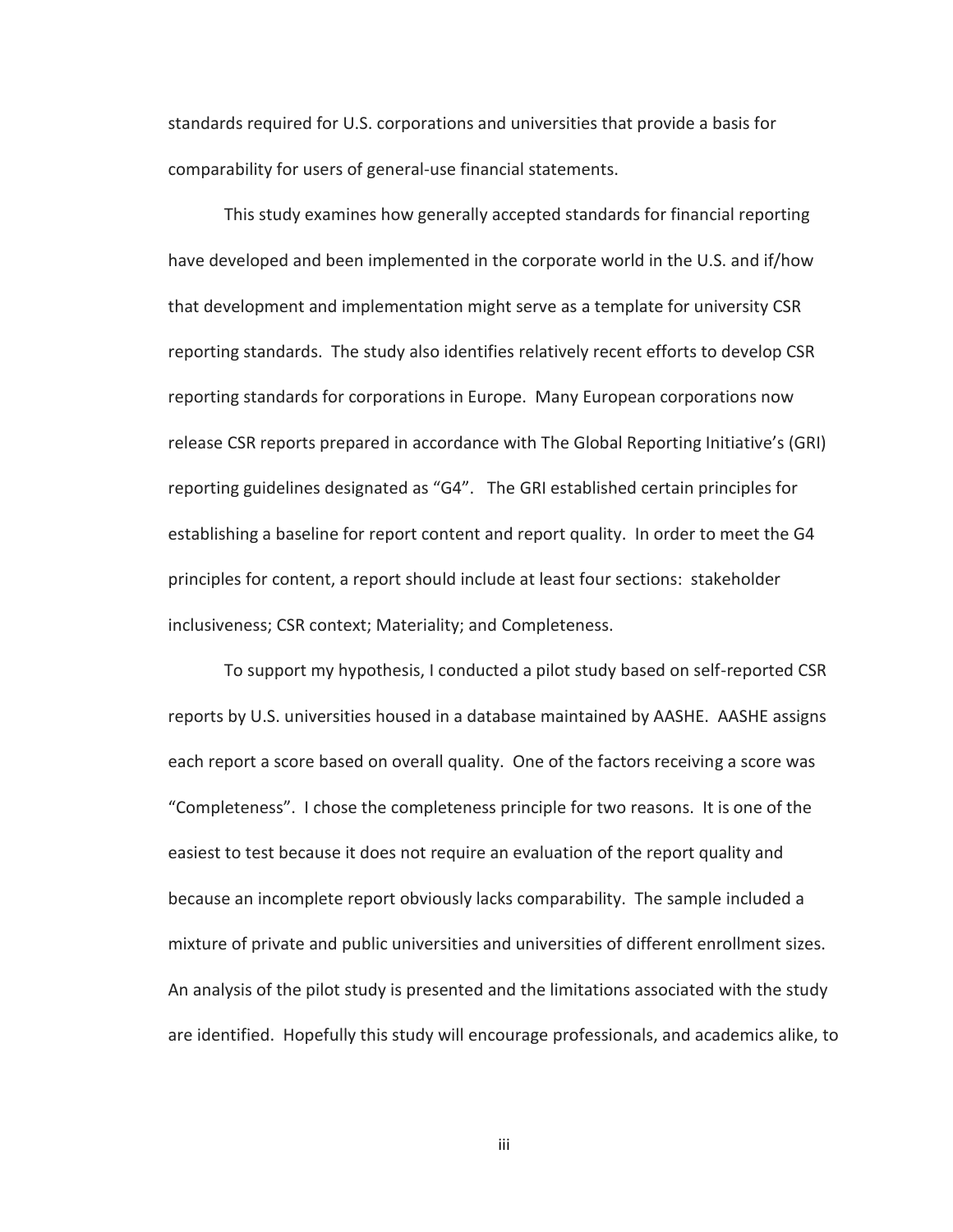standards required for U.S. corporations and universities that provide a basis for comparability for users of general-use financial statements.

This study examines how generally accepted standards for financial reporting have developed and been implemented in the corporate world in the U.S. and if/how that development and implementation might serve as a template for university CSR reporting standards. The study also identifies relatively recent efforts to develop CSR reporting standards for corporations in Europe. Many European corporations now release CSR reports prepared in accordance with The Global Reporting Initiative's (GRI) reporting guidelines designated as "G4". The GRI established certain principles for establishing a baseline for report content and report quality. In order to meet the G4 principles for content, a report should include at least four sections: stakeholder inclusiveness; CSR context; Materiality; and Completeness.

To support my hypothesis, I conducted a pilot study based on self-reported CSR reports by U.S. universities housed in a database maintained by AASHE. AASHE assigns each report a score based on overall quality. One of the factors receiving a score was "Completeness". I chose the completeness principle for two reasons. It is one of the easiest to test because it does not require an evaluation of the report quality and because an incomplete report obviously lacks comparability. The sample included a mixture of private and public universities and universities of different enrollment sizes. An analysis of the pilot study is presented and the limitations associated with the study are identified. Hopefully this study will encourage professionals, and academics alike, to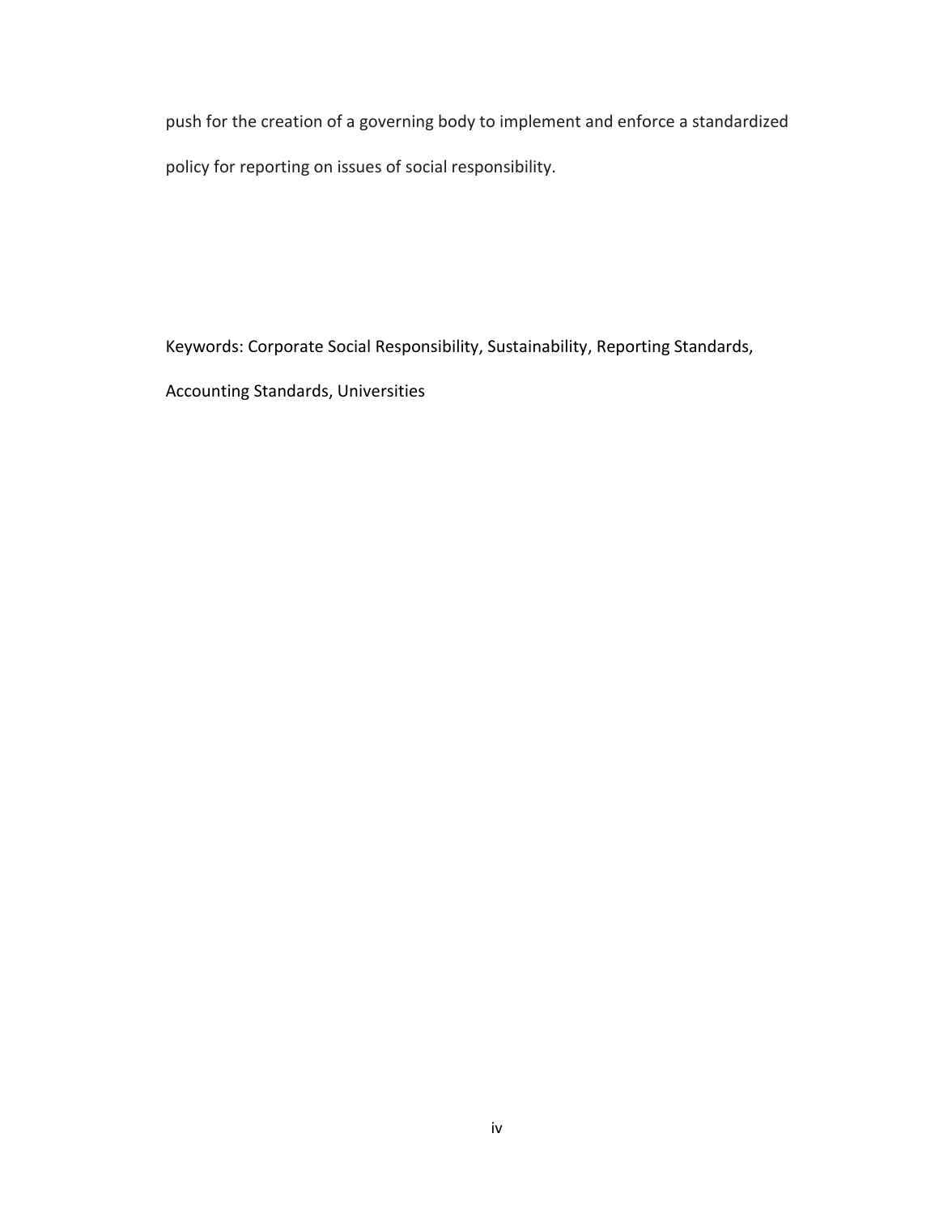push for the creation of a governing body to implement and enforce a standardized policy for reporting on issues of social responsibility.

Keywords: Corporate Social Responsibility, Sustainability, Reporting Standards, Accounting Standards, Universities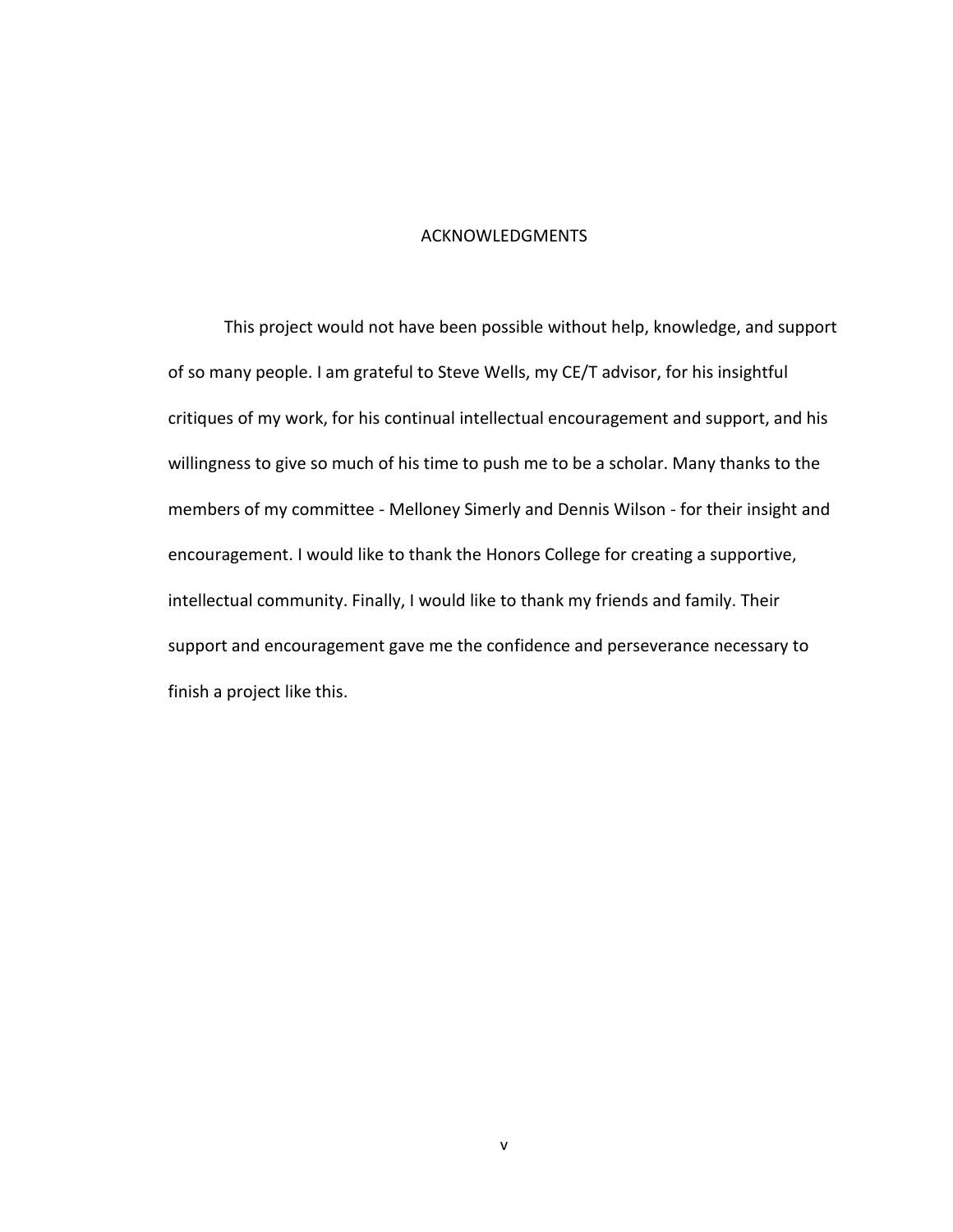# ACKNOWLEDGMENTS

This project would not have been possible without help, knowledge, and support of so many people. I am grateful to Steve Wells, my CE/T advisor, for his insightful critiques of my work, for his continual intellectual encouragement and support, and his willingness to give so much of his time to push me to be a scholar. Many thanks to the members of my committee - Melloney Simerly and Dennis Wilson - for their insight and encouragement. I would like to thank the Honors College for creating a supportive, intellectual community. Finally, I would like to thank my friends and family. Their support and encouragement gave me the confidence and perseverance necessary to finish a project like this.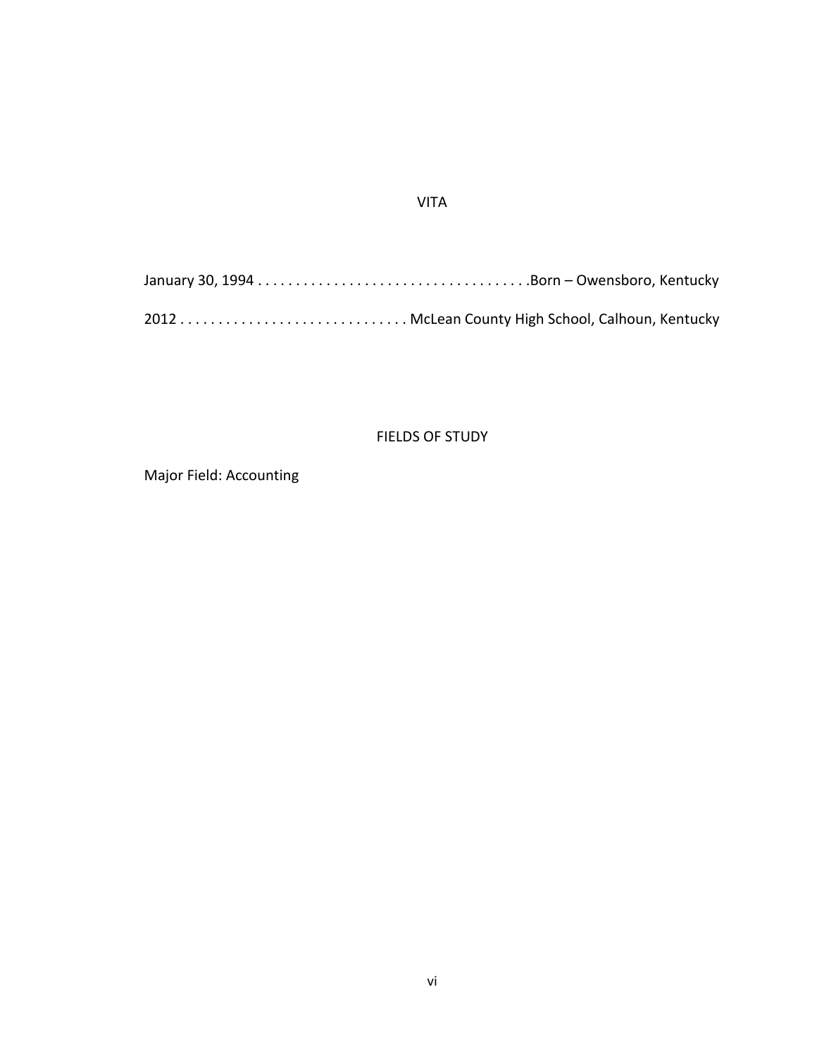# VITA

January 30, 1994 . . . . . . . . . . . . . . . . . . . . . . . . . . . . . . . . . . . .Born – Owensboro, Kentucky

2012 . . . . . . . . . . . . . . . . . . . . . . . . . . . . . . McLean County High School, Calhoun, Kentucky

# FIELDS OF STUDY

Major Field: Accounting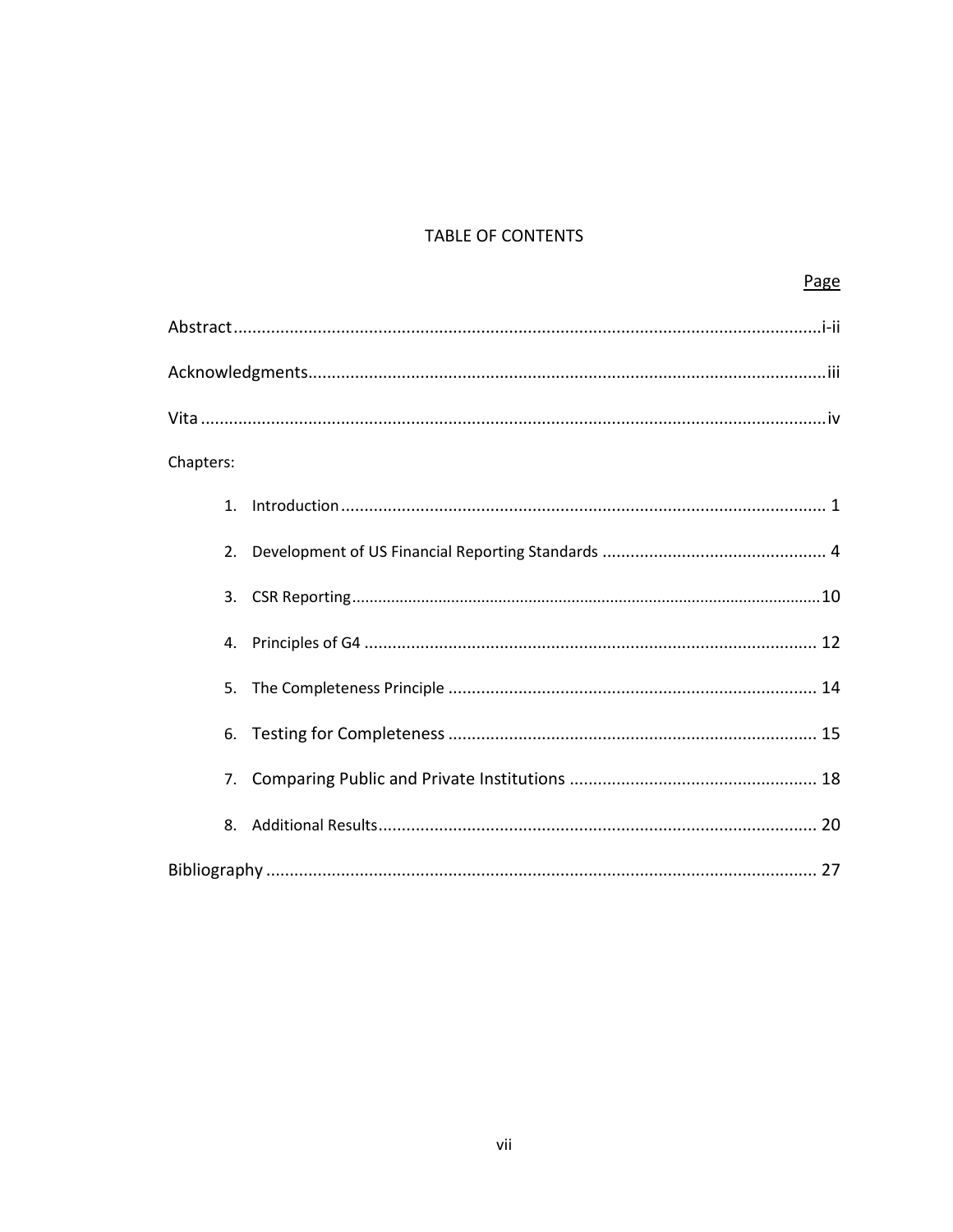# TABLE OF CONTENTS

| | Page |
|---|---|
| Abstract | i-ii |
| Acknowledgments | iii |
| Vita | iv |
| Chapters: | |
| 1. Introduction | 1 |
| 2. Development of US Financial Reporting Standards | 4 |
| 3. CSR Reporting | 10 |
| 4. Principles of G4 | 12 |
| 5. The Completeness Principle | 14 |
| 6. Testing for Completeness | 15 |
| 7. Comparing Public and Private Institutions | 18 |
| 8. Additional Results | 20 |
| Bibliography | 27 |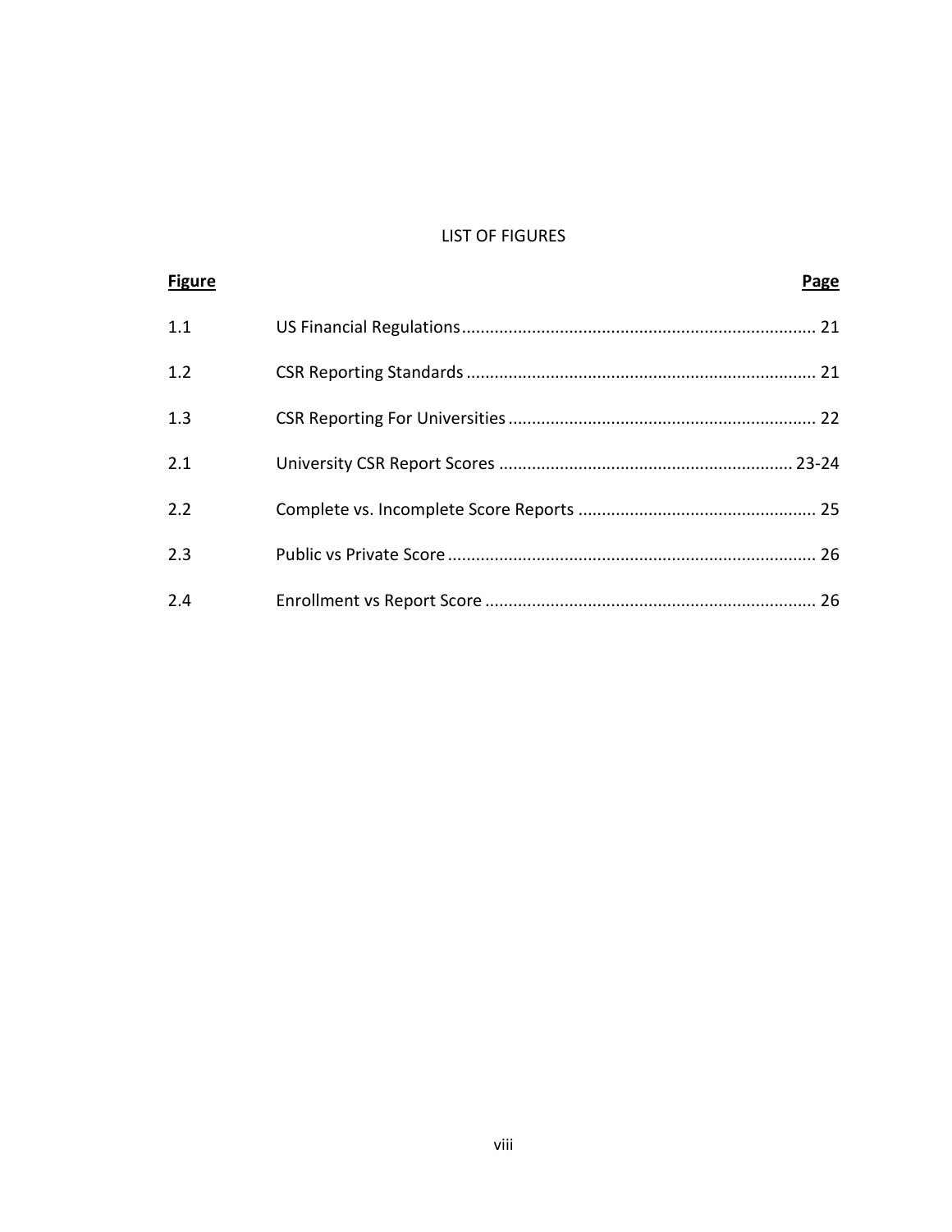# LIST OF FIGURES

| Figure | | Page |
|---|---|---|
| 1.1 | US Financial Regulations | 21 |
| 1.2 | CSR Reporting Standards | 21 |
| 1.3 | CSR Reporting For Universities | 22 |
| 2.1 | University CSR Report Scores | 23-24 |
| 2.2 | Complete vs. Incomplete Score Reports | 25 |
| 2.3 | Public vs Private Score | 26 |
| 2.4 | Enrollment vs Report Score | 26 |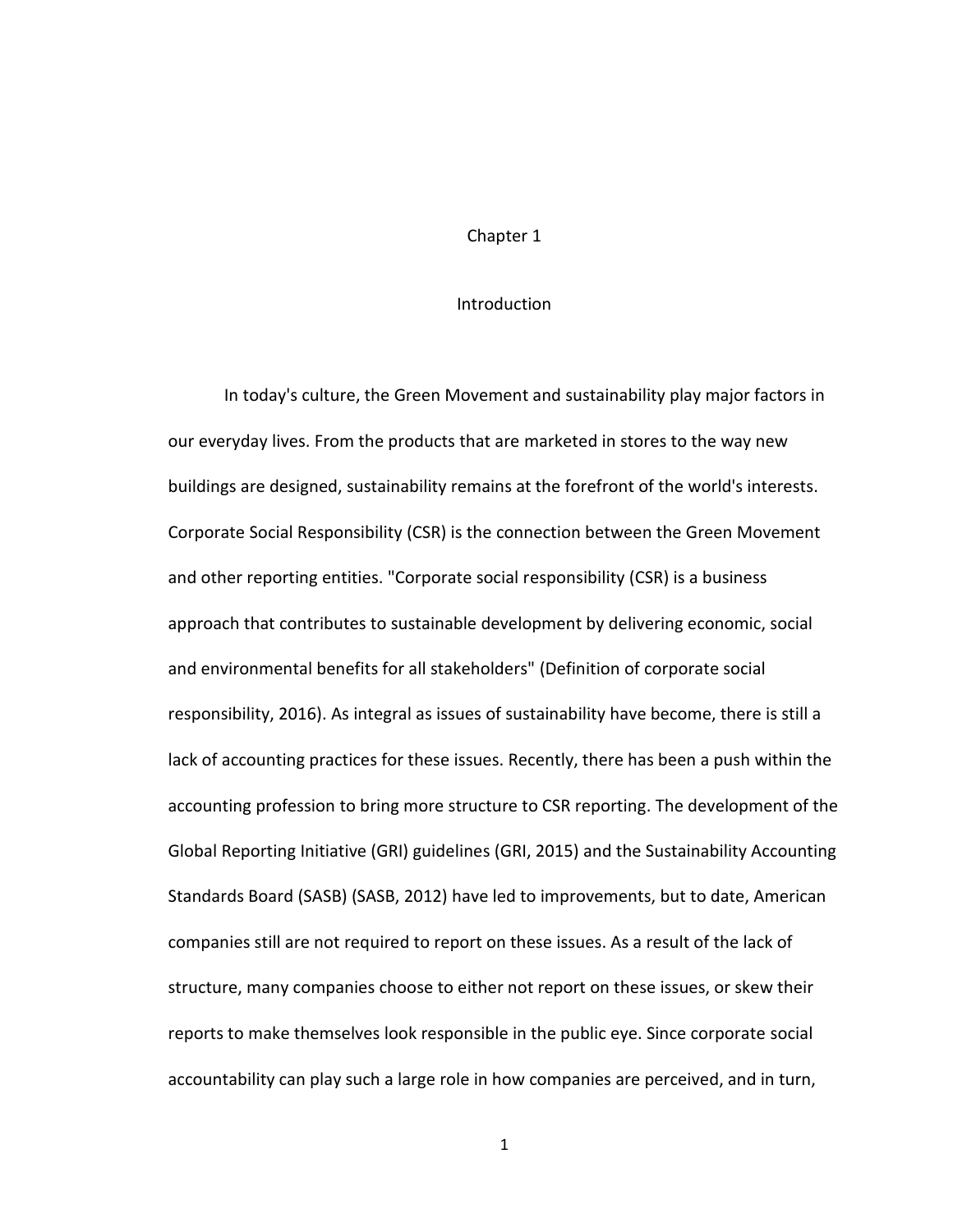# Chapter 1

## Introduction

In today's culture, the Green Movement and sustainability play major factors in our everyday lives. From the products that are marketed in stores to the way new buildings are designed, sustainability remains at the forefront of the world's interests. Corporate Social Responsibility (CSR) is the connection between the Green Movement and other reporting entities. "Corporate social responsibility (CSR) is a business approach that contributes to sustainable development by delivering economic, social and environmental benefits for all stakeholders" (Definition of corporate social responsibility, 2016). As integral as issues of sustainability have become, there is still a lack of accounting practices for these issues. Recently, there has been a push within the accounting profession to bring more structure to CSR reporting. The development of the Global Reporting Initiative (GRI) guidelines (GRI, 2015) and the Sustainability Accounting Standards Board (SASB) (SASB, 2012) have led to improvements, but to date, American companies still are not required to report on these issues. As a result of the lack of structure, many companies choose to either not report on these issues, or skew their reports to make themselves look responsible in the public eye. Since corporate social accountability can play such a large role in how companies are perceived, and in turn,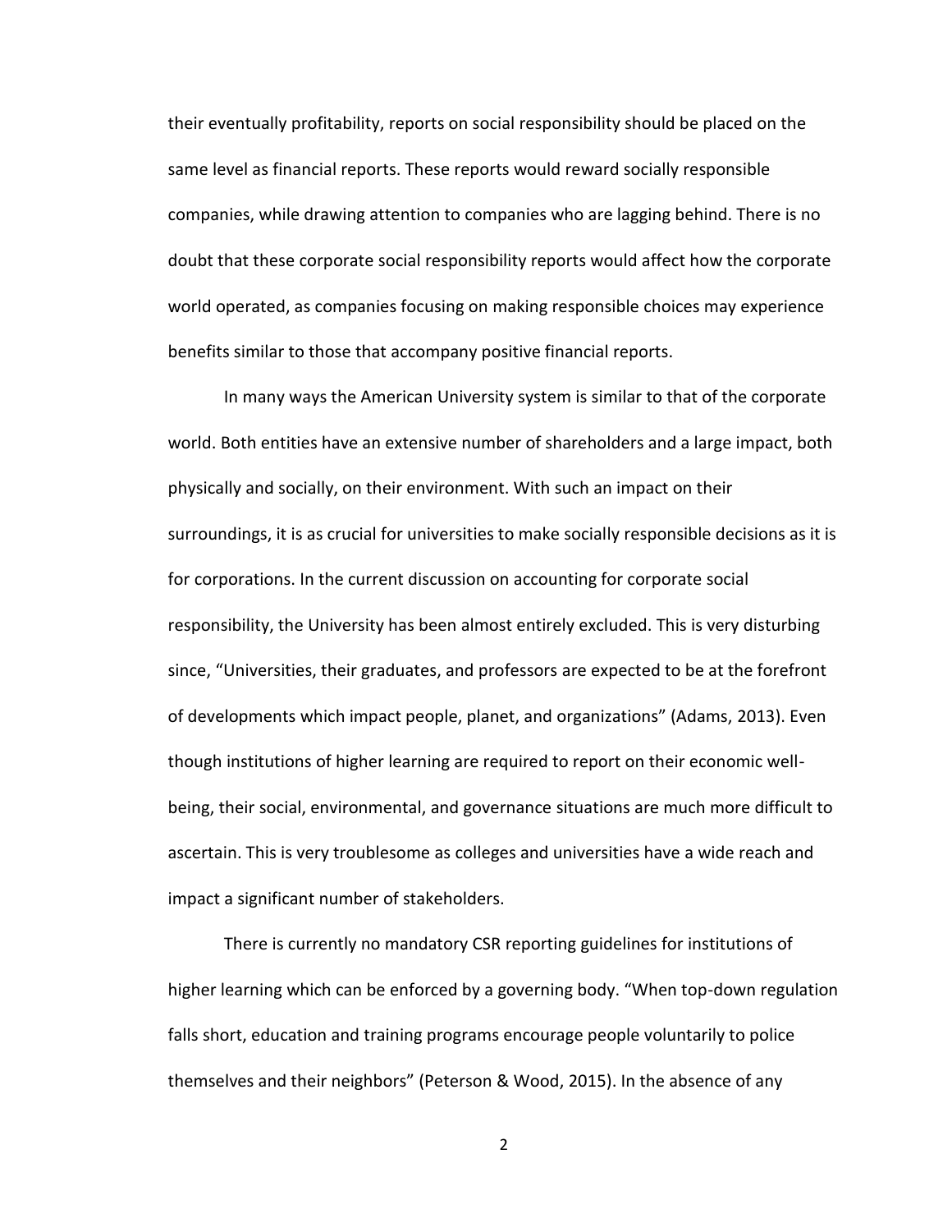their eventually profitability, reports on social responsibility should be placed on the same level as financial reports. These reports would reward socially responsible companies, while drawing attention to companies who are lagging behind. There is no doubt that these corporate social responsibility reports would affect how the corporate world operated, as companies focusing on making responsible choices may experience benefits similar to those that accompany positive financial reports.

In many ways the American University system is similar to that of the corporate world. Both entities have an extensive number of shareholders and a large impact, both physically and socially, on their environment. With such an impact on their surroundings, it is as crucial for universities to make socially responsible decisions as it is for corporations. In the current discussion on accounting for corporate social responsibility, the University has been almost entirely excluded. This is very disturbing since, "Universities, their graduates, and professors are expected to be at the forefront of developments which impact people, planet, and organizations" (Adams, 2013). Even though institutions of higher learning are required to report on their economic well-being, their social, environmental, and governance situations are much more difficult to ascertain. This is very troublesome as colleges and universities have a wide reach and impact a significant number of stakeholders.

There is currently no mandatory CSR reporting guidelines for institutions of higher learning which can be enforced by a governing body. "When top-down regulation falls short, education and training programs encourage people voluntarily to police themselves and their neighbors" (Peterson & Wood, 2015). In the absence of any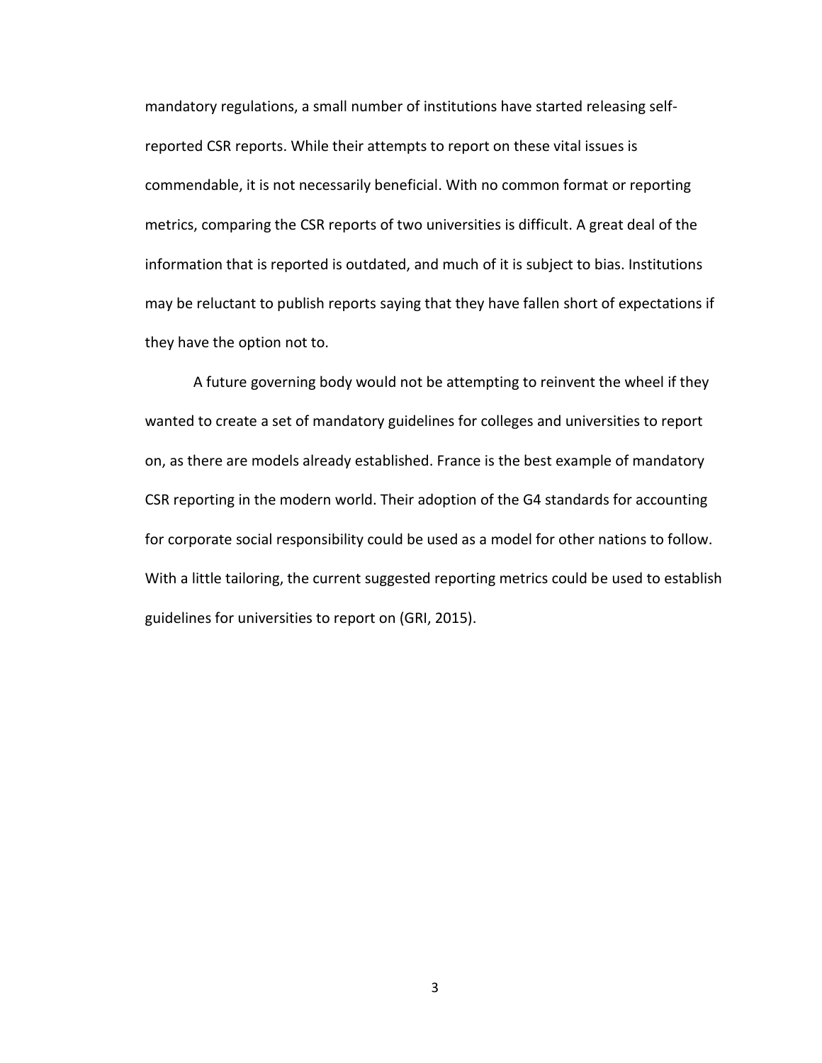mandatory regulations, a small number of institutions have started releasing self-reported CSR reports. While their attempts to report on these vital issues is commendable, it is not necessarily beneficial. With no common format or reporting metrics, comparing the CSR reports of two universities is difficult. A great deal of the information that is reported is outdated, and much of it is subject to bias. Institutions may be reluctant to publish reports saying that they have fallen short of expectations if they have the option not to.

A future governing body would not be attempting to reinvent the wheel if they wanted to create a set of mandatory guidelines for colleges and universities to report on, as there are models already established. France is the best example of mandatory CSR reporting in the modern world. Their adoption of the G4 standards for accounting for corporate social responsibility could be used as a model for other nations to follow. With a little tailoring, the current suggested reporting metrics could be used to establish guidelines for universities to report on (GRI, 2015).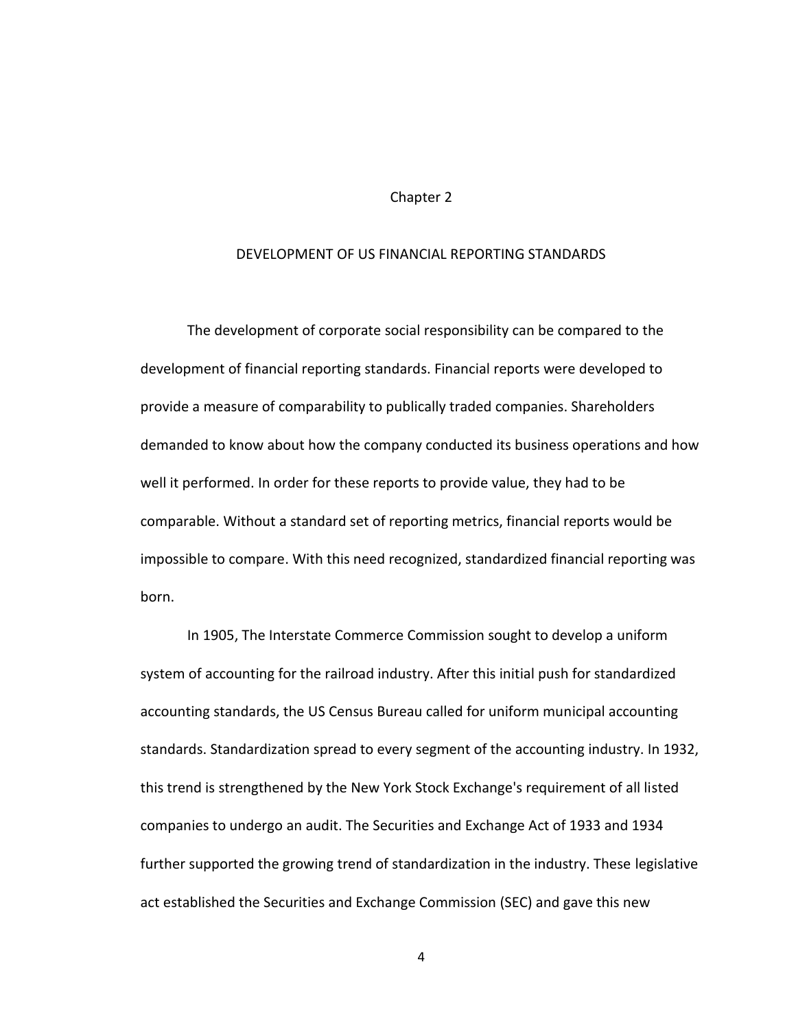# Chapter 2

## DEVELOPMENT OF US FINANCIAL REPORTING STANDARDS

The development of corporate social responsibility can be compared to the development of financial reporting standards. Financial reports were developed to provide a measure of comparability to publically traded companies. Shareholders demanded to know about how the company conducted its business operations and how well it performed. In order for these reports to provide value, they had to be comparable. Without a standard set of reporting metrics, financial reports would be impossible to compare. With this need recognized, standardized financial reporting was born.

In 1905, The Interstate Commerce Commission sought to develop a uniform system of accounting for the railroad industry. After this initial push for standardized accounting standards, the US Census Bureau called for uniform municipal accounting standards. Standardization spread to every segment of the accounting industry. In 1932, this trend is strengthened by the New York Stock Exchange's requirement of all listed companies to undergo an audit. The Securities and Exchange Act of 1933 and 1934 further supported the growing trend of standardization in the industry. These legislative act established the Securities and Exchange Commission (SEC) and gave this new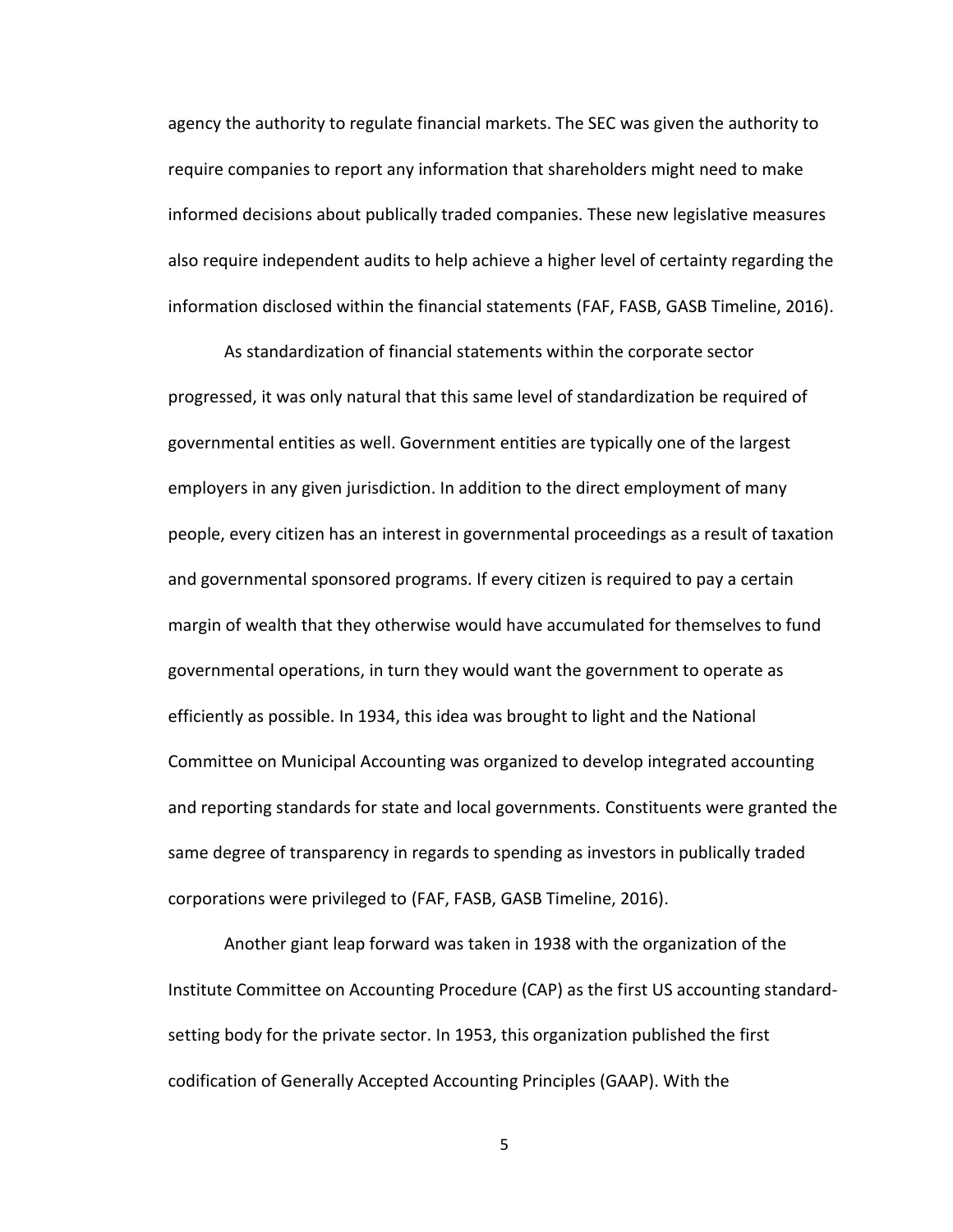agency the authority to regulate financial markets. The SEC was given the authority to require companies to report any information that shareholders might need to make informed decisions about publically traded companies. These new legislative measures also require independent audits to help achieve a higher level of certainty regarding the information disclosed within the financial statements (FAF, FASB, GASB Timeline, 2016).

As standardization of financial statements within the corporate sector progressed, it was only natural that this same level of standardization be required of governmental entities as well. Government entities are typically one of the largest employers in any given jurisdiction. In addition to the direct employment of many people, every citizen has an interest in governmental proceedings as a result of taxation and governmental sponsored programs. If every citizen is required to pay a certain margin of wealth that they otherwise would have accumulated for themselves to fund governmental operations, in turn they would want the government to operate as efficiently as possible. In 1934, this idea was brought to light and the National Committee on Municipal Accounting was organized to develop integrated accounting and reporting standards for state and local governments. Constituents were granted the same degree of transparency in regards to spending as investors in publically traded corporations were privileged to (FAF, FASB, GASB Timeline, 2016).

Another giant leap forward was taken in 1938 with the organization of the Institute Committee on Accounting Procedure (CAP) as the first US accounting standard-setting body for the private sector. In 1953, this organization published the first codification of Generally Accepted Accounting Principles (GAAP). With the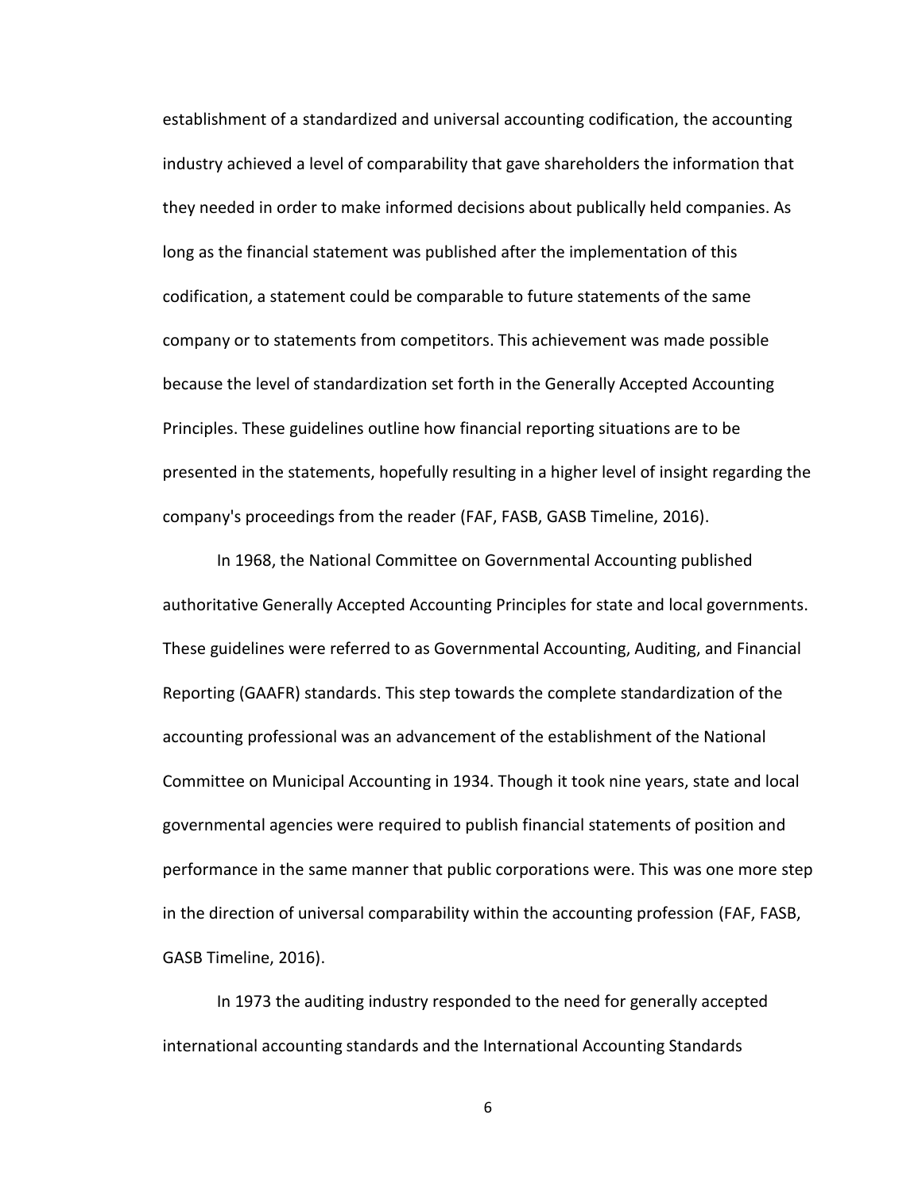establishment of a standardized and universal accounting codification, the accounting industry achieved a level of comparability that gave shareholders the information that they needed in order to make informed decisions about publically held companies. As long as the financial statement was published after the implementation of this codification, a statement could be comparable to future statements of the same company or to statements from competitors. This achievement was made possible because the level of standardization set forth in the Generally Accepted Accounting Principles. These guidelines outline how financial reporting situations are to be presented in the statements, hopefully resulting in a higher level of insight regarding the company's proceedings from the reader (FAF, FASB, GASB Timeline, 2016).

In 1968, the National Committee on Governmental Accounting published authoritative Generally Accepted Accounting Principles for state and local governments. These guidelines were referred to as Governmental Accounting, Auditing, and Financial Reporting (GAAFR) standards. This step towards the complete standardization of the accounting professional was an advancement of the establishment of the National Committee on Municipal Accounting in 1934. Though it took nine years, state and local governmental agencies were required to publish financial statements of position and performance in the same manner that public corporations were. This was one more step in the direction of universal comparability within the accounting profession (FAF, FASB, GASB Timeline, 2016).

In 1973 the auditing industry responded to the need for generally accepted international accounting standards and the International Accounting Standards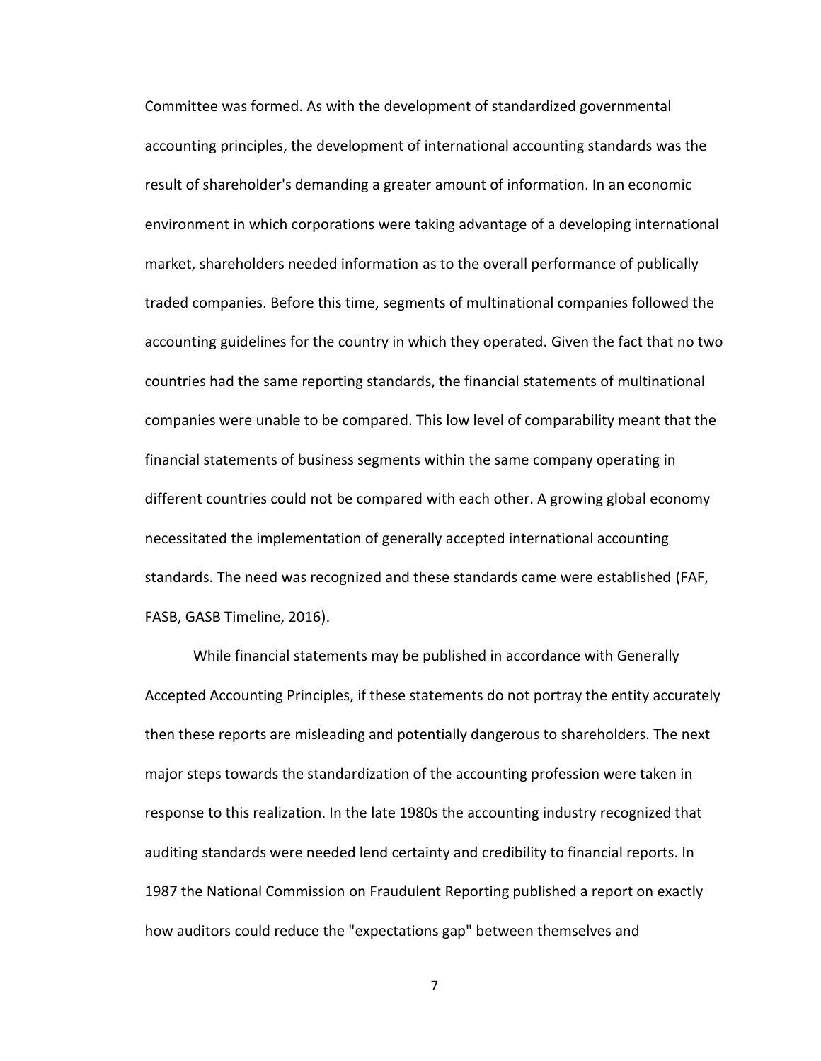Committee was formed. As with the development of standardized governmental accounting principles, the development of international accounting standards was the result of shareholder's demanding a greater amount of information. In an economic environment in which corporations were taking advantage of a developing international market, shareholders needed information as to the overall performance of publically traded companies. Before this time, segments of multinational companies followed the accounting guidelines for the country in which they operated. Given the fact that no two countries had the same reporting standards, the financial statements of multinational companies were unable to be compared. This low level of comparability meant that the financial statements of business segments within the same company operating in different countries could not be compared with each other. A growing global economy necessitated the implementation of generally accepted international accounting standards. The need was recognized and these standards came were established (FAF, FASB, GASB Timeline, 2016).

While financial statements may be published in accordance with Generally Accepted Accounting Principles, if these statements do not portray the entity accurately then these reports are misleading and potentially dangerous to shareholders. The next major steps towards the standardization of the accounting profession were taken in response to this realization. In the late 1980s the accounting industry recognized that auditing standards were needed lend certainty and credibility to financial reports. In 1987 the National Commission on Fraudulent Reporting published a report on exactly how auditors could reduce the "expectations gap" between themselves and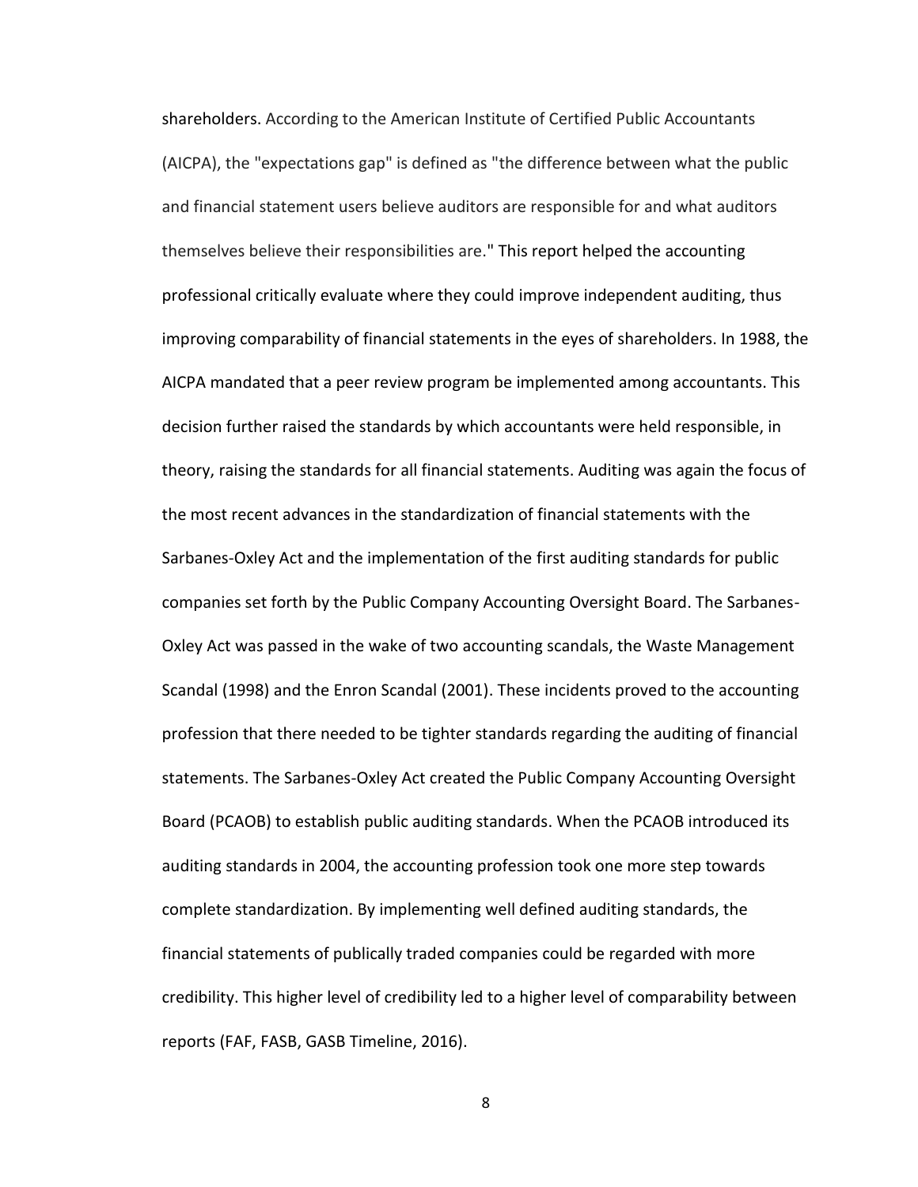shareholders. According to the American Institute of Certified Public Accountants (AICPA), the "expectations gap" is defined as "the difference between what the public and financial statement users believe auditors are responsible for and what auditors themselves believe their responsibilities are." This report helped the accounting professional critically evaluate where they could improve independent auditing, thus improving comparability of financial statements in the eyes of shareholders. In 1988, the AICPA mandated that a peer review program be implemented among accountants. This decision further raised the standards by which accountants were held responsible, in theory, raising the standards for all financial statements. Auditing was again the focus of the most recent advances in the standardization of financial statements with the Sarbanes-Oxley Act and the implementation of the first auditing standards for public companies set forth by the Public Company Accounting Oversight Board. The Sarbanes-Oxley Act was passed in the wake of two accounting scandals, the Waste Management Scandal (1998) and the Enron Scandal (2001). These incidents proved to the accounting profession that there needed to be tighter standards regarding the auditing of financial statements. The Sarbanes-Oxley Act created the Public Company Accounting Oversight Board (PCAOB) to establish public auditing standards. When the PCAOB introduced its auditing standards in 2004, the accounting profession took one more step towards complete standardization. By implementing well defined auditing standards, the financial statements of publically traded companies could be regarded with more credibility. This higher level of credibility led to a higher level of comparability between reports (FAF, FASB, GASB Timeline, 2016).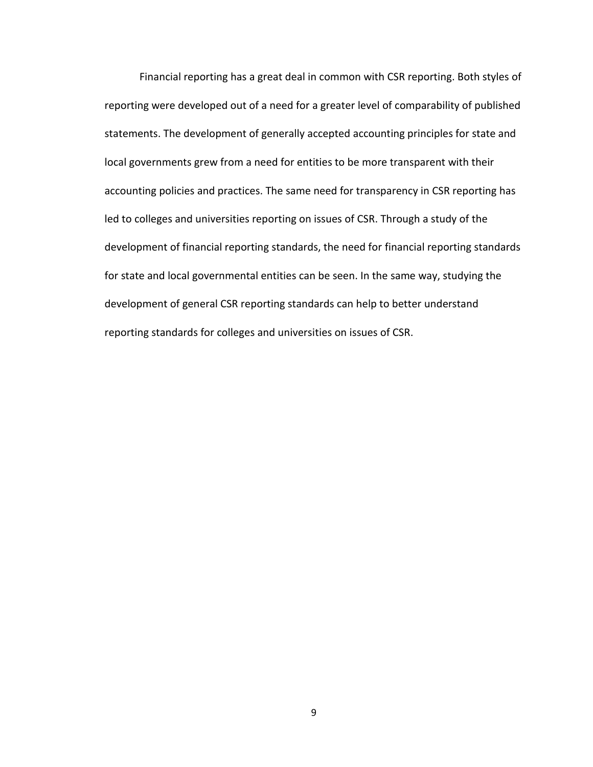Financial reporting has a great deal in common with CSR reporting. Both styles of reporting were developed out of a need for a greater level of comparability of published statements. The development of generally accepted accounting principles for state and local governments grew from a need for entities to be more transparent with their accounting policies and practices. The same need for transparency in CSR reporting has led to colleges and universities reporting on issues of CSR. Through a study of the development of financial reporting standards, the need for financial reporting standards for state and local governmental entities can be seen. In the same way, studying the development of general CSR reporting standards can help to better understand reporting standards for colleges and universities on issues of CSR.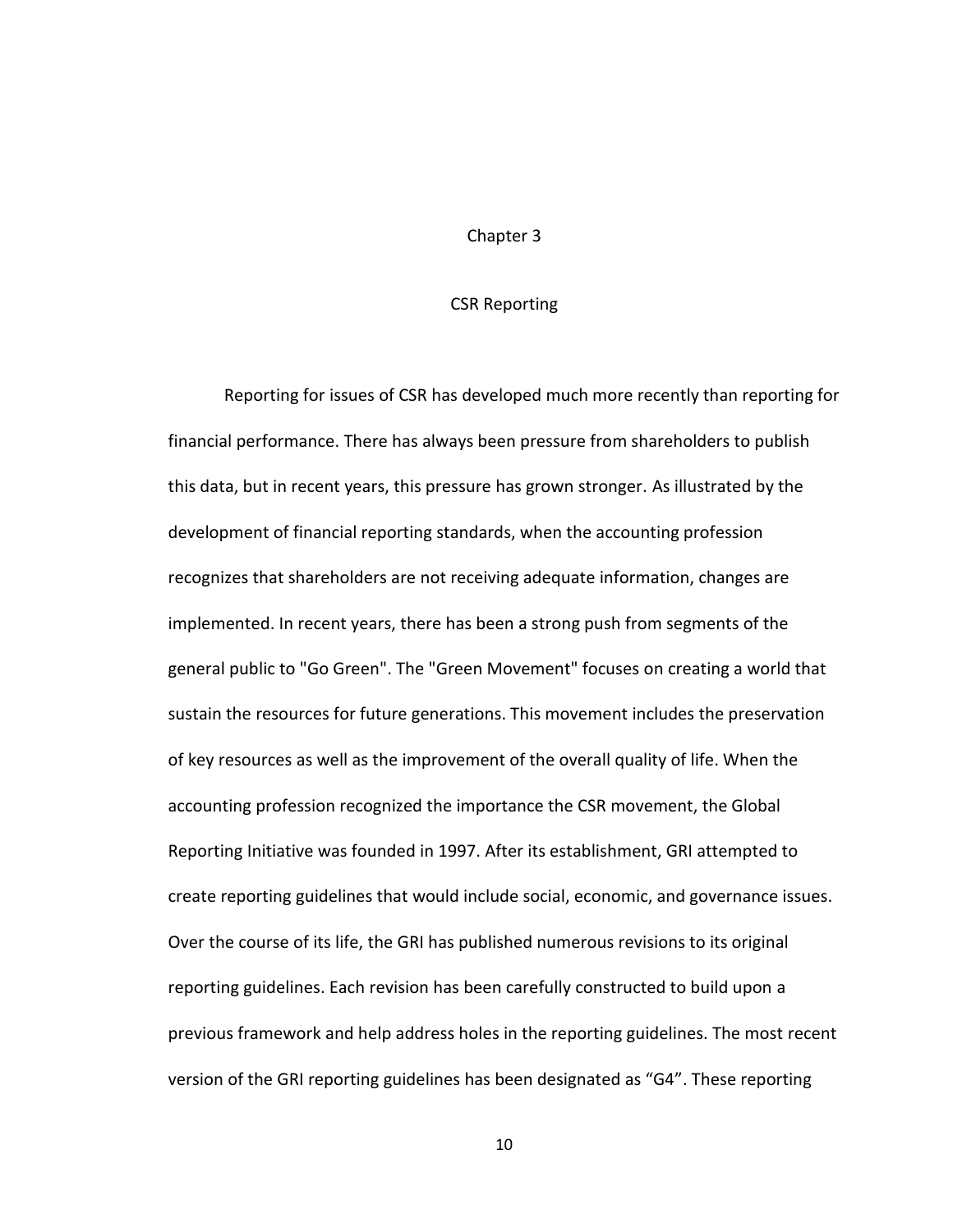# Chapter 3

## CSR Reporting

Reporting for issues of CSR has developed much more recently than reporting for financial performance. There has always been pressure from shareholders to publish this data, but in recent years, this pressure has grown stronger. As illustrated by the development of financial reporting standards, when the accounting profession recognizes that shareholders are not receiving adequate information, changes are implemented. In recent years, there has been a strong push from segments of the general public to "Go Green". The "Green Movement" focuses on creating a world that sustain the resources for future generations. This movement includes the preservation of key resources as well as the improvement of the overall quality of life. When the accounting profession recognized the importance the CSR movement, the Global Reporting Initiative was founded in 1997. After its establishment, GRI attempted to create reporting guidelines that would include social, economic, and governance issues. Over the course of its life, the GRI has published numerous revisions to its original reporting guidelines. Each revision has been carefully constructed to build upon a previous framework and help address holes in the reporting guidelines. The most recent version of the GRI reporting guidelines has been designated as “G4”. These reporting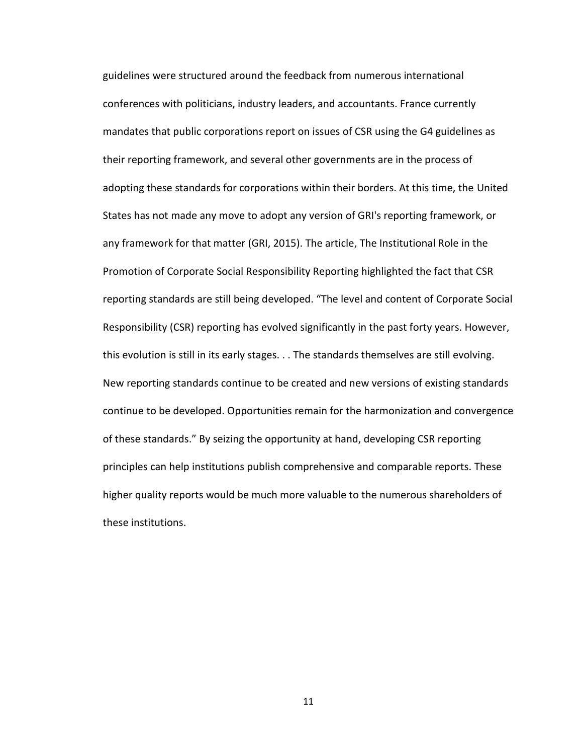guidelines were structured around the feedback from numerous international conferences with politicians, industry leaders, and accountants. France currently mandates that public corporations report on issues of CSR using the G4 guidelines as their reporting framework, and several other governments are in the process of adopting these standards for corporations within their borders. At this time, the United States has not made any move to adopt any version of GRI's reporting framework, or any framework for that matter (GRI, 2015). The article, The Institutional Role in the Promotion of Corporate Social Responsibility Reporting highlighted the fact that CSR reporting standards are still being developed. "The level and content of Corporate Social Responsibility (CSR) reporting has evolved significantly in the past forty years. However, this evolution is still in its early stages. . . The standards themselves are still evolving. New reporting standards continue to be created and new versions of existing standards continue to be developed. Opportunities remain for the harmonization and convergence of these standards." By seizing the opportunity at hand, developing CSR reporting principles can help institutions publish comprehensive and comparable reports. These higher quality reports would be much more valuable to the numerous shareholders of these institutions.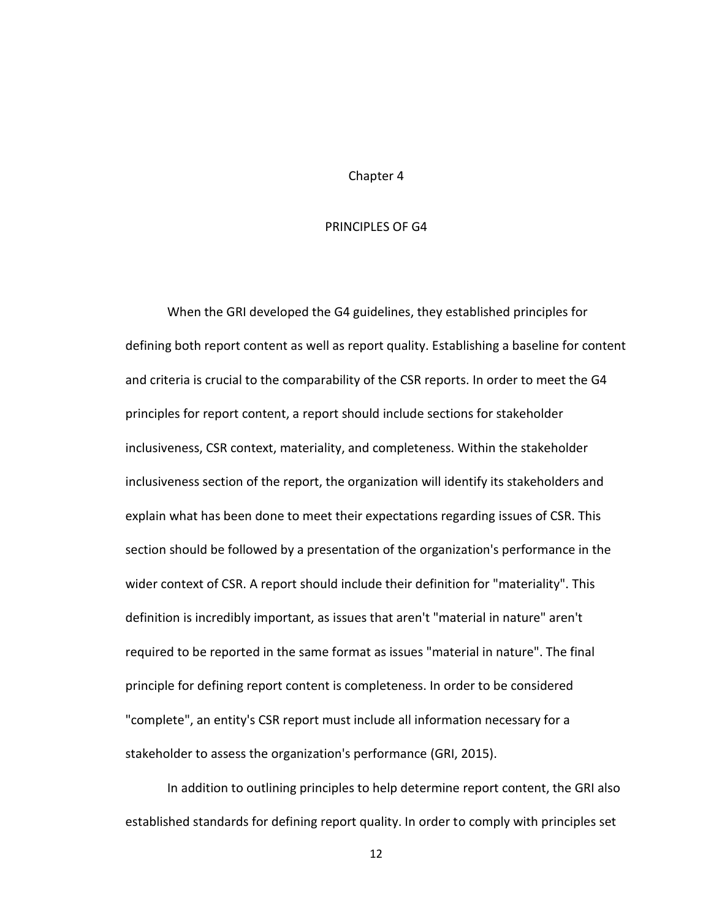# Chapter 4

## PRINCIPLES OF G4

When the GRI developed the G4 guidelines, they established principles for defining both report content as well as report quality. Establishing a baseline for content and criteria is crucial to the comparability of the CSR reports. In order to meet the G4 principles for report content, a report should include sections for stakeholder inclusiveness, CSR context, materiality, and completeness. Within the stakeholder inclusiveness section of the report, the organization will identify its stakeholders and explain what has been done to meet their expectations regarding issues of CSR. This section should be followed by a presentation of the organization's performance in the wider context of CSR. A report should include their definition for "materiality". This definition is incredibly important, as issues that aren't "material in nature" aren't required to be reported in the same format as issues "material in nature". The final principle for defining report content is completeness. In order to be considered "complete", an entity's CSR report must include all information necessary for a stakeholder to assess the organization's performance (GRI, 2015).

In addition to outlining principles to help determine report content, the GRI also established standards for defining report quality. In order to comply with principles set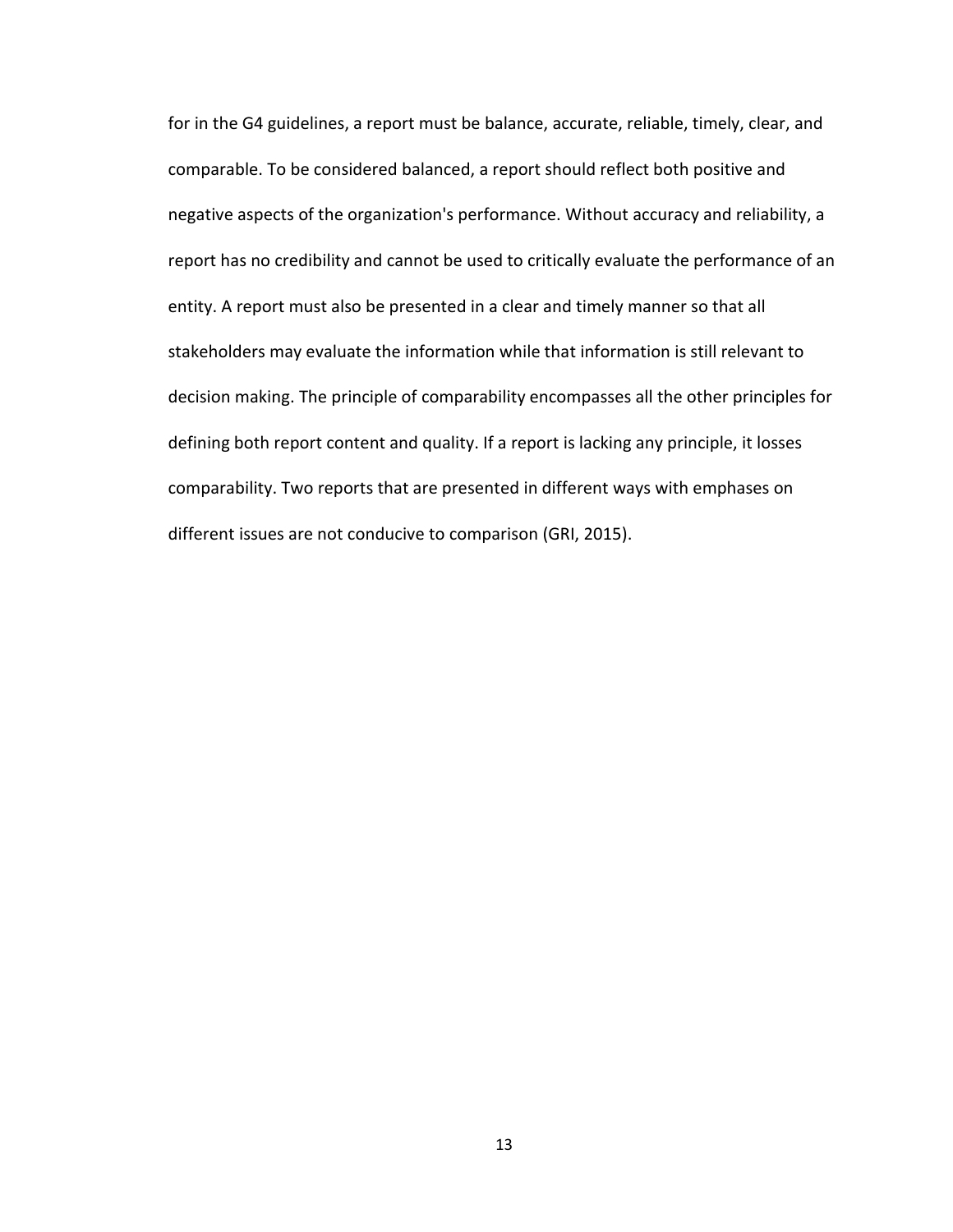for in the G4 guidelines, a report must be balance, accurate, reliable, timely, clear, and comparable. To be considered balanced, a report should reflect both positive and negative aspects of the organization's performance. Without accuracy and reliability, a report has no credibility and cannot be used to critically evaluate the performance of an entity. A report must also be presented in a clear and timely manner so that all stakeholders may evaluate the information while that information is still relevant to decision making. The principle of comparability encompasses all the other principles for defining both report content and quality. If a report is lacking any principle, it losses comparability. Two reports that are presented in different ways with emphases on different issues are not conducive to comparison (GRI, 2015).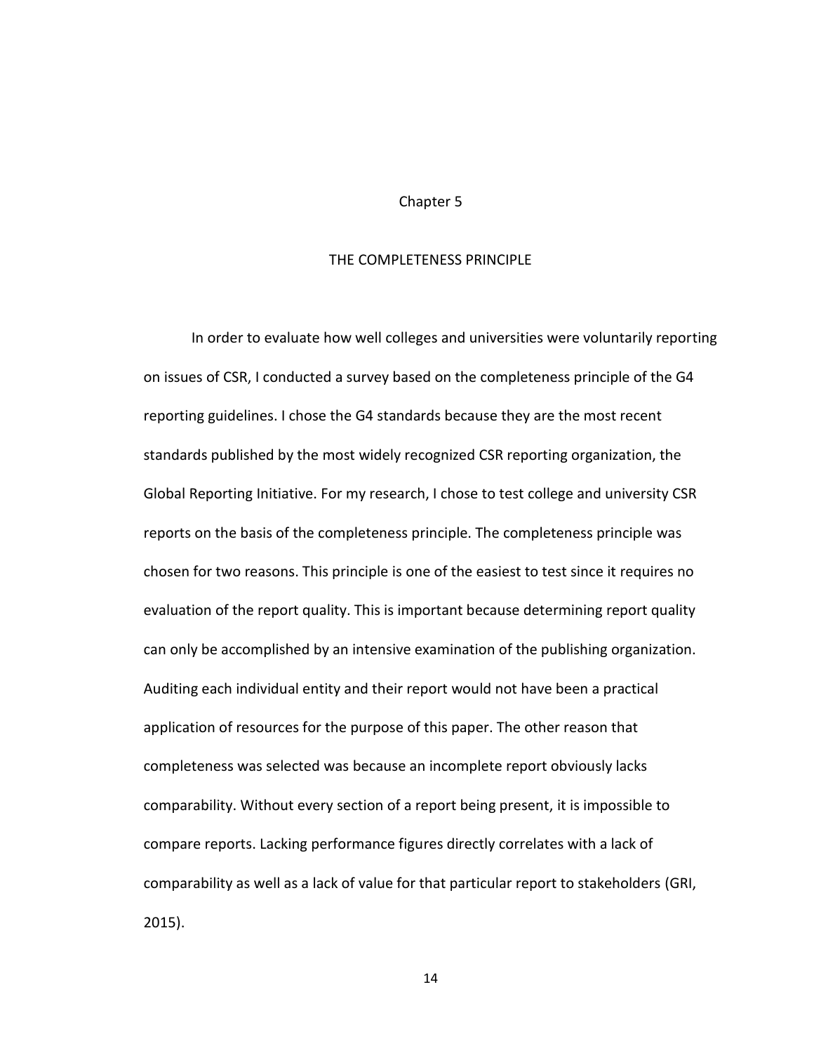# Chapter 5

## THE COMPLETENESS PRINCIPLE

In order to evaluate how well colleges and universities were voluntarily reporting on issues of CSR, I conducted a survey based on the completeness principle of the G4 reporting guidelines. I chose the G4 standards because they are the most recent standards published by the most widely recognized CSR reporting organization, the Global Reporting Initiative. For my research, I chose to test college and university CSR reports on the basis of the completeness principle. The completeness principle was chosen for two reasons. This principle is one of the easiest to test since it requires no evaluation of the report quality. This is important because determining report quality can only be accomplished by an intensive examination of the publishing organization. Auditing each individual entity and their report would not have been a practical application of resources for the purpose of this paper. The other reason that completeness was selected was because an incomplete report obviously lacks comparability. Without every section of a report being present, it is impossible to compare reports. Lacking performance figures directly correlates with a lack of comparability as well as a lack of value for that particular report to stakeholders (GRI, 2015).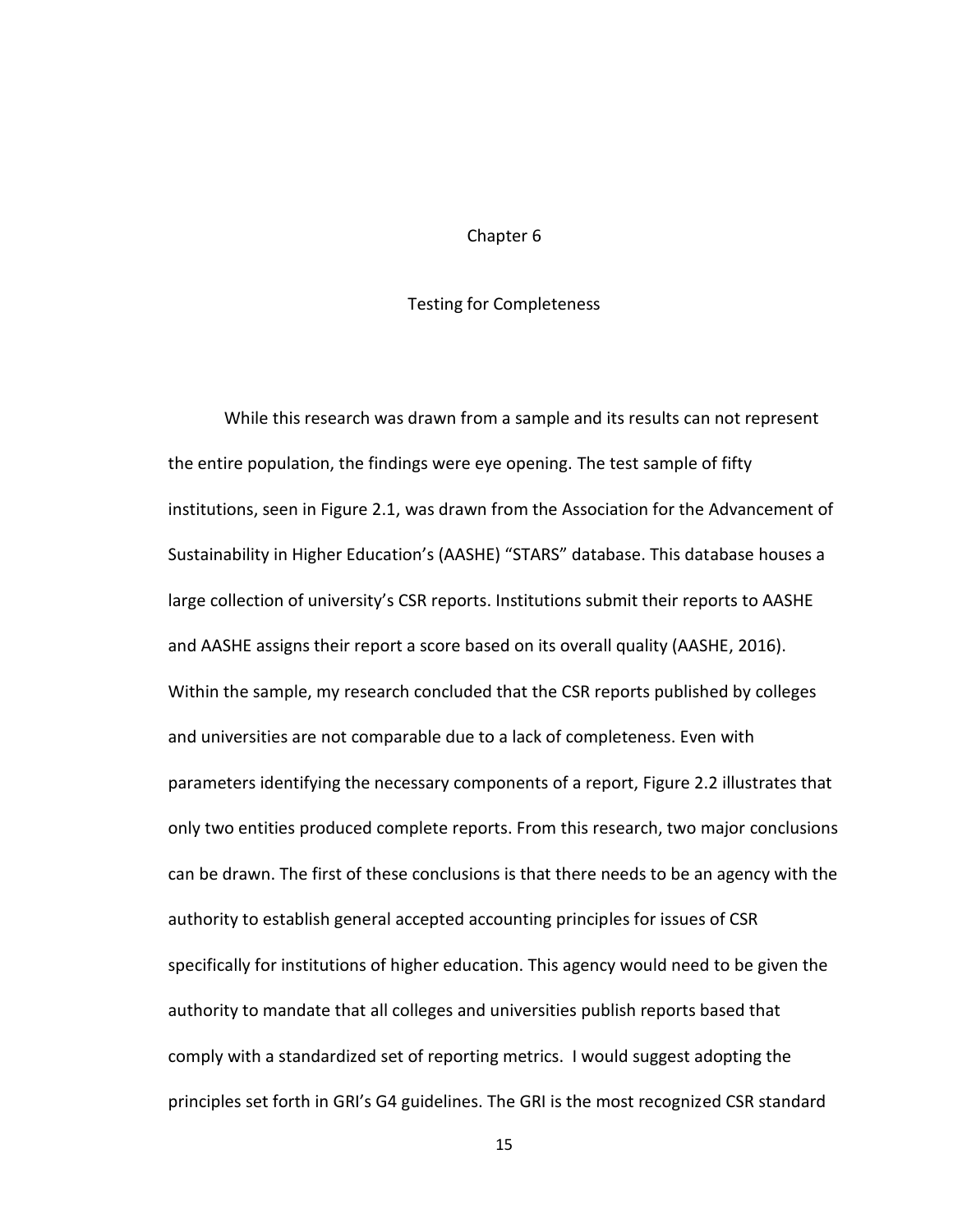# Chapter 6

## Testing for Completeness

While this research was drawn from a sample and its results can not represent the entire population, the findings were eye opening. The test sample of fifty institutions, seen in Figure 2.1, was drawn from the Association for the Advancement of Sustainability in Higher Education's (AASHE) "STARS" database. This database houses a large collection of university's CSR reports. Institutions submit their reports to AASHE and AASHE assigns their report a score based on its overall quality (AASHE, 2016). Within the sample, my research concluded that the CSR reports published by colleges and universities are not comparable due to a lack of completeness. Even with parameters identifying the necessary components of a report, Figure 2.2 illustrates that only two entities produced complete reports. From this research, two major conclusions can be drawn. The first of these conclusions is that there needs to be an agency with the authority to establish general accepted accounting principles for issues of CSR specifically for institutions of higher education. This agency would need to be given the authority to mandate that all colleges and universities publish reports based that comply with a standardized set of reporting metrics. I would suggest adopting the principles set forth in GRI's G4 guidelines. The GRI is the most recognized CSR standard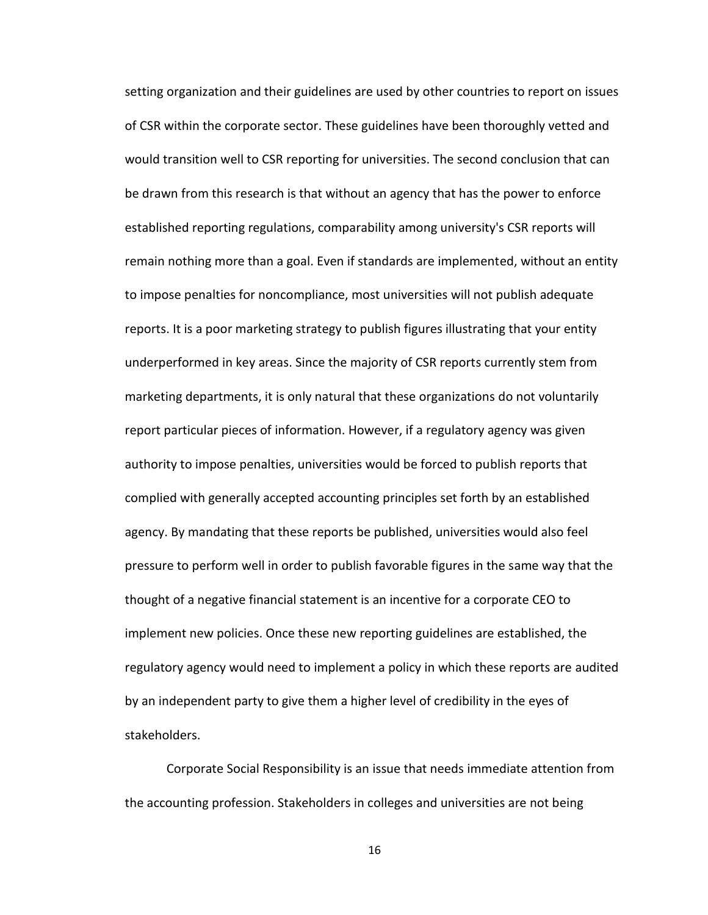setting organization and their guidelines are used by other countries to report on issues of CSR within the corporate sector. These guidelines have been thoroughly vetted and would transition well to CSR reporting for universities. The second conclusion that can be drawn from this research is that without an agency that has the power to enforce established reporting regulations, comparability among university's CSR reports will remain nothing more than a goal. Even if standards are implemented, without an entity to impose penalties for noncompliance, most universities will not publish adequate reports. It is a poor marketing strategy to publish figures illustrating that your entity underperformed in key areas. Since the majority of CSR reports currently stem from marketing departments, it is only natural that these organizations do not voluntarily report particular pieces of information. However, if a regulatory agency was given authority to impose penalties, universities would be forced to publish reports that complied with generally accepted accounting principles set forth by an established agency. By mandating that these reports be published, universities would also feel pressure to perform well in order to publish favorable figures in the same way that the thought of a negative financial statement is an incentive for a corporate CEO to implement new policies. Once these new reporting guidelines are established, the regulatory agency would need to implement a policy in which these reports are audited by an independent party to give them a higher level of credibility in the eyes of stakeholders.

Corporate Social Responsibility is an issue that needs immediate attention from the accounting profession. Stakeholders in colleges and universities are not being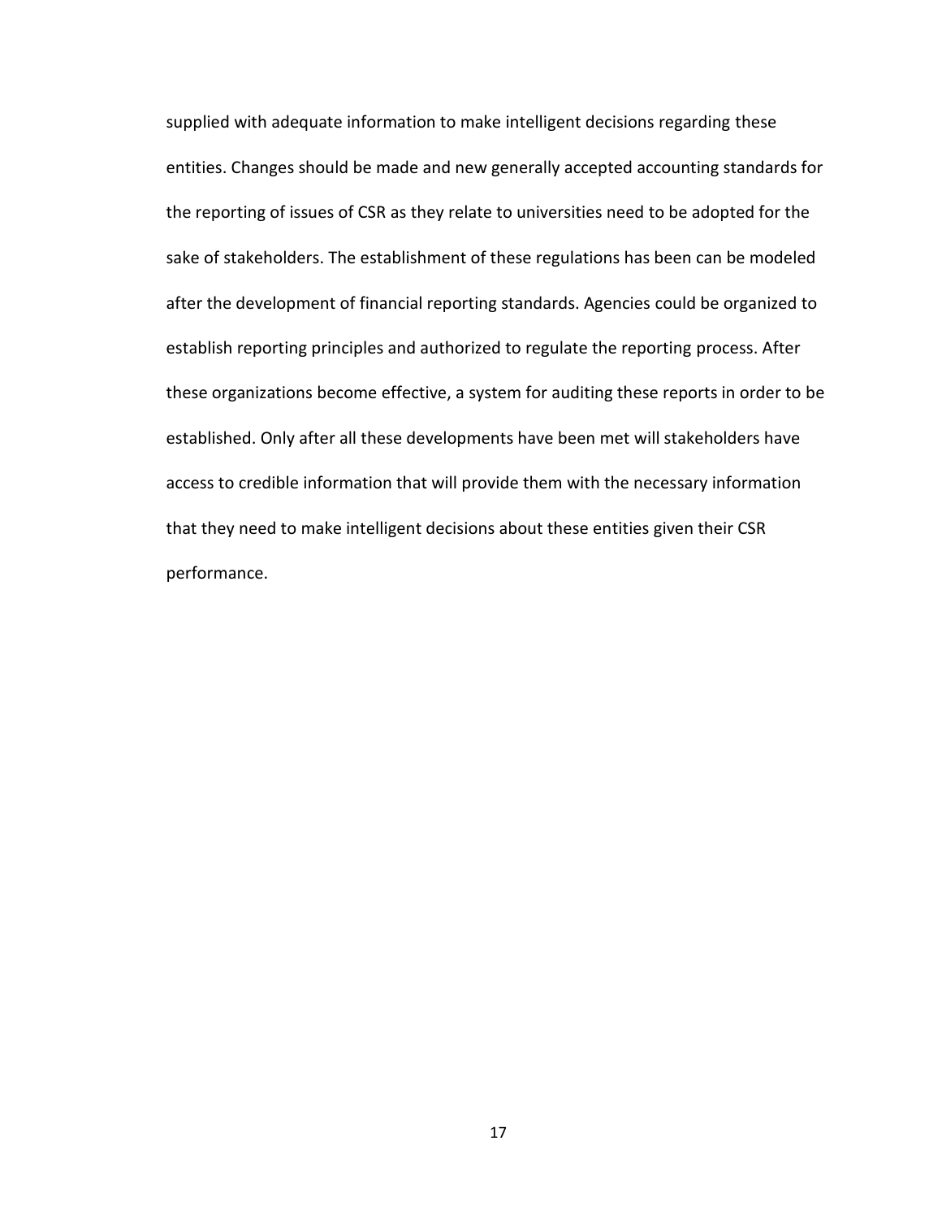supplied with adequate information to make intelligent decisions regarding these entities. Changes should be made and new generally accepted accounting standards for the reporting of issues of CSR as they relate to universities need to be adopted for the sake of stakeholders. The establishment of these regulations has been can be modeled after the development of financial reporting standards. Agencies could be organized to establish reporting principles and authorized to regulate the reporting process. After these organizations become effective, a system for auditing these reports in order to be established. Only after all these developments have been met will stakeholders have access to credible information that will provide them with the necessary information that they need to make intelligent decisions about these entities given their CSR performance.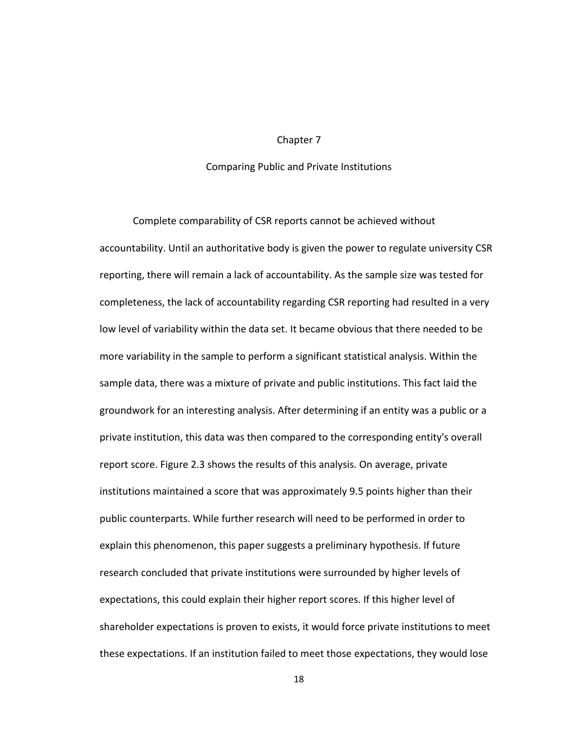# Chapter 7

## Comparing Public and Private Institutions

Complete comparability of CSR reports cannot be achieved without accountability. Until an authoritative body is given the power to regulate university CSR reporting, there will remain a lack of accountability. As the sample size was tested for completeness, the lack of accountability regarding CSR reporting had resulted in a very low level of variability within the data set. It became obvious that there needed to be more variability in the sample to perform a significant statistical analysis. Within the sample data, there was a mixture of private and public institutions. This fact laid the groundwork for an interesting analysis. After determining if an entity was a public or a private institution, this data was then compared to the corresponding entity's overall report score. Figure 2.3 shows the results of this analysis. On average, private institutions maintained a score that was approximately 9.5 points higher than their public counterparts. While further research will need to be performed in order to explain this phenomenon, this paper suggests a preliminary hypothesis. If future research concluded that private institutions were surrounded by higher levels of expectations, this could explain their higher report scores. If this higher level of shareholder expectations is proven to exists, it would force private institutions to meet these expectations. If an institution failed to meet those expectations, they would lose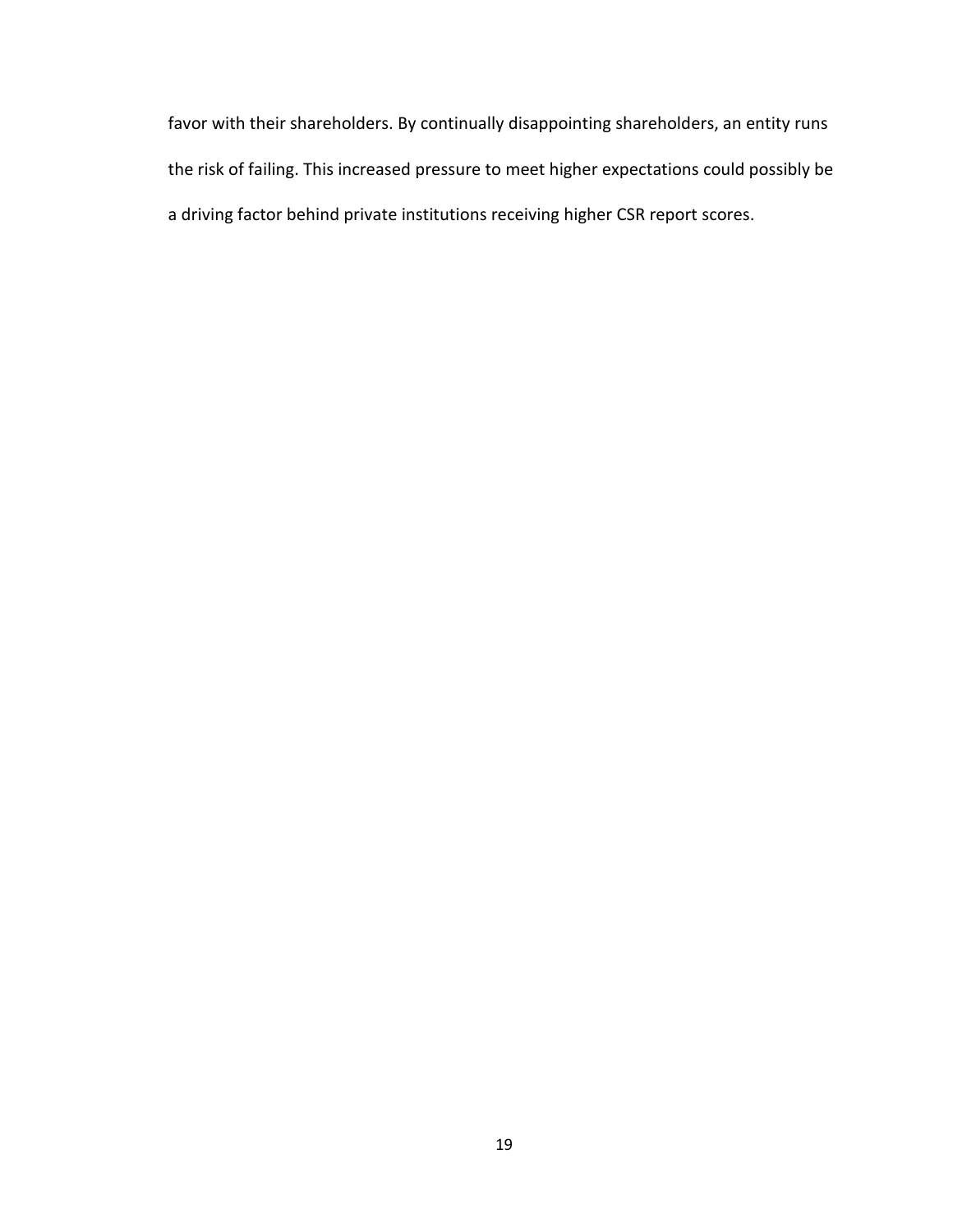favor with their shareholders. By continually disappointing shareholders, an entity runs the risk of failing. This increased pressure to meet higher expectations could possibly be a driving factor behind private institutions receiving higher CSR report scores.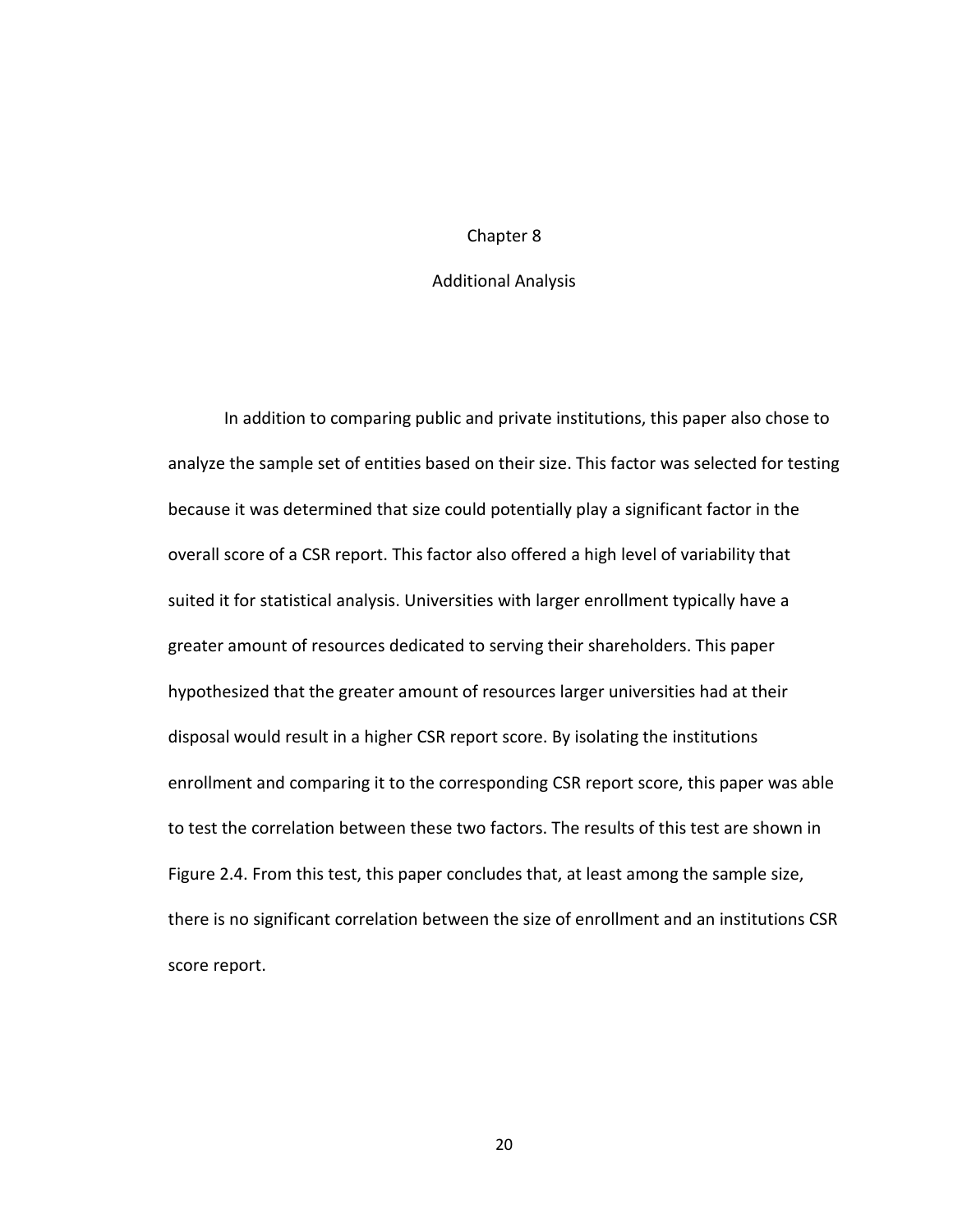# Chapter 8

## Additional Analysis

In addition to comparing public and private institutions, this paper also chose to analyze the sample set of entities based on their size. This factor was selected for testing because it was determined that size could potentially play a significant factor in the overall score of a CSR report. This factor also offered a high level of variability that suited it for statistical analysis. Universities with larger enrollment typically have a greater amount of resources dedicated to serving their shareholders. This paper hypothesized that the greater amount of resources larger universities had at their disposal would result in a higher CSR report score. By isolating the institutions enrollment and comparing it to the corresponding CSR report score, this paper was able to test the correlation between these two factors. The results of this test are shown in Figure 2.4. From this test, this paper concludes that, at least among the sample size, there is no significant correlation between the size of enrollment and an institutions CSR score report.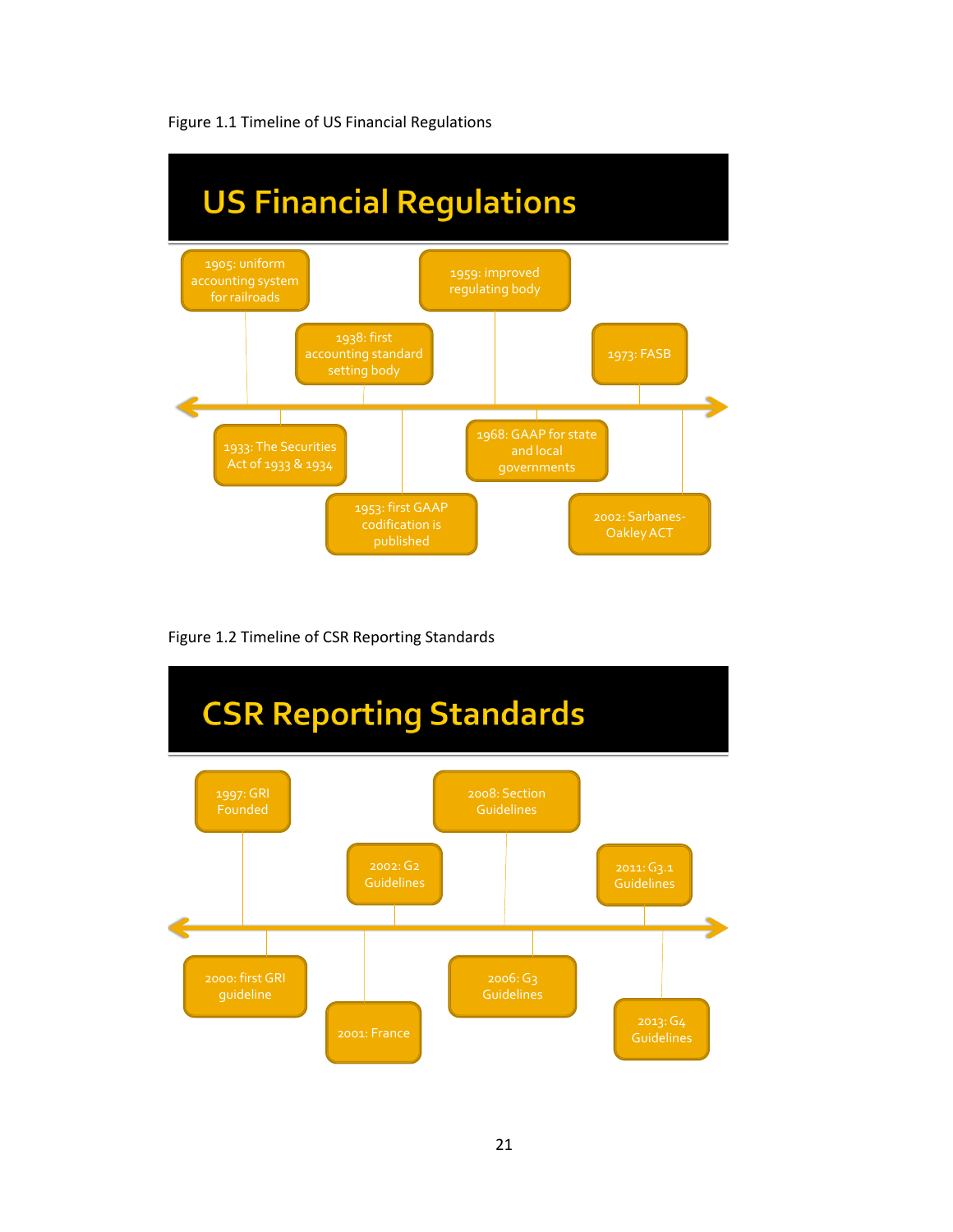Figure 1.1 Timeline of US Financial Regulations

## US Financial Regulations

- 1905: uniform accounting system for railroads
- 1933: The Securities Act of 1933 & 1934
- 1938: first accounting standard setting body
- 1953: first GAAP codification is published
- 1959: improved regulating body
- 1968: GAAP for state and local governments
- 1973: FASB
- 2002: Sarbanes-Oakley ACT

Figure 1.2 Timeline of CSR Reporting Standards

## CSR Reporting Standards

- 1997: GRI Founded
- 2000: first GRI guideline
- 2001: France
- 2002: G2 Guidelines
- 2006: G3 Guidelines
- 2008: Section Guidelines
- 2011: G3.1 Guidelines
- 2013: G4 Guidelines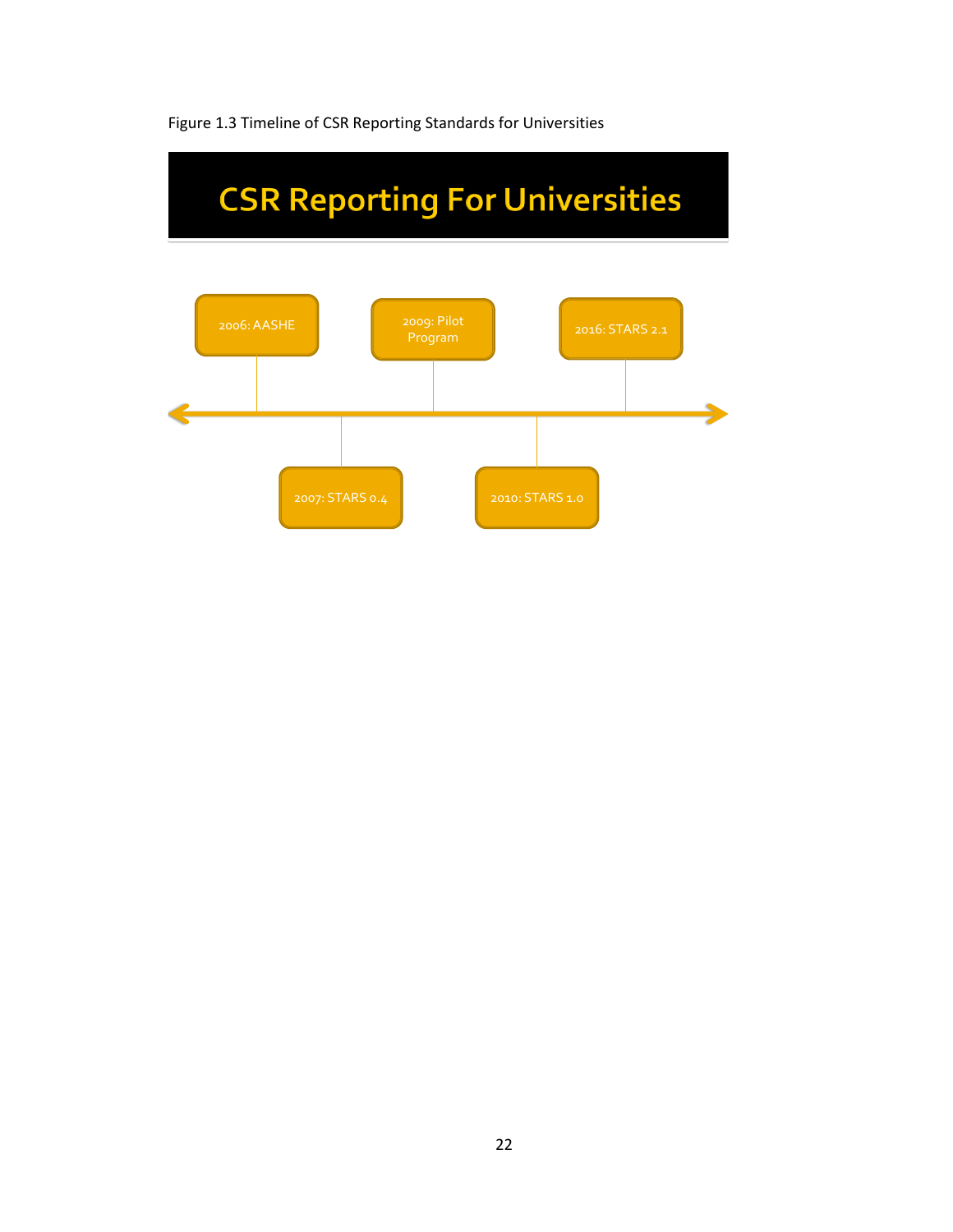Figure 1.3 Timeline of CSR Reporting Standards for Universities

# CSR Reporting For Universities

- 2006: AASHE
- 2007: STARS 0.4
- 2009: Pilot Program
- 2010: STARS 1.0
- 2016: STARS 2.1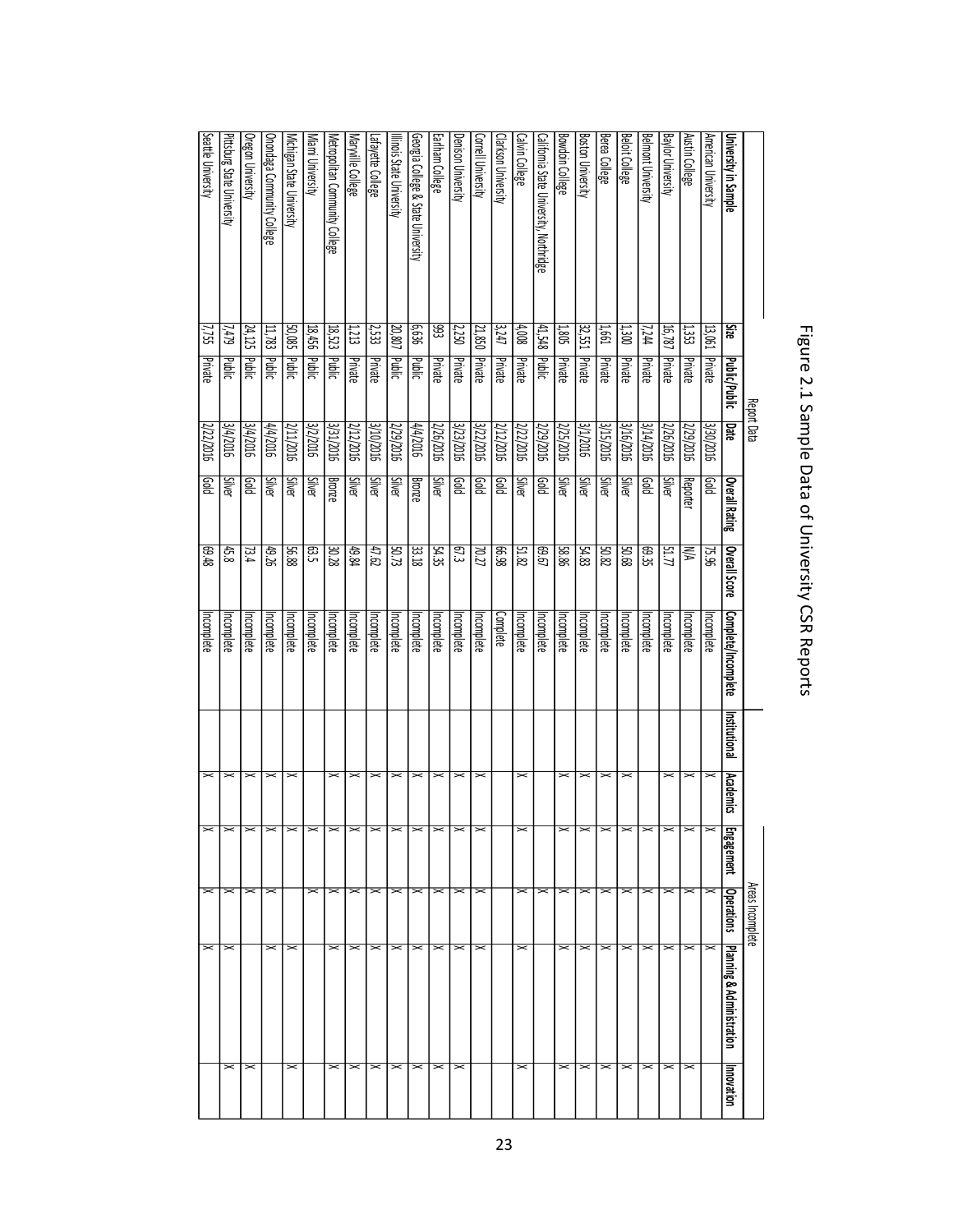# Figure 2.1 Sample Data of University CSR Reports

| Report Data | | | | | | | Areas Incomplete | | | | | |
|---|---|---|---|---|---|---|---|---|---|---|---|---|
| **University in Sample** | **Size** | **Public/Public** | **Date** | **Overall Rating** | **Overall Score** | **Complete/Incomplete** | **Institutional** | **Academics** | **Engagement** | **Operations** | **Planning & Administration** | **Innovation** |
| American University | 13,061 | Private | 3/30/2016 | Gold | 75.96 | Incomplete | | X | X | X | X | |
| Austin College | 1,353 | Private | 2/29/2016 | Reporter | N/A | Incomplete | | X | X | X | X | X |
| Baylor University | 16,787 | Private | 2/26/2016 | Silver | 51.77 | Incomplete | | X | X | X | X | X |
| Belmont University | 7,244 | Private | 3/14/2016 | Gold | 69.35 | Incomplete | | | X | X | X | X |
| Beloit College | 1,300 | Private | 3/16/2016 | Silver | 50.68 | Incomplete | | X | X | X | X | X |
| Berea College | 1,661 | Private | 3/15/2016 | Silver | 50.82 | Incomplete | | X | X | X | X | X |
| Boston University | 32,551 | Private | 3/1/2016 | Silver | 54.83 | Incomplete | | X | X | X | X | X |
| Bowdoin College | 1,805 | Private | 2/25/2016 | Silver | 58.86 | Incomplete | | X | X | X | X | X |
| California State University, Northridge | 41,548 | Public | 2/29/2016 | Gold | 69.67 | Incomplete | | | | X | | |
| Calvin College | 4,008 | Private | 2/22/2016 | Silver | 51.82 | Incomplete | | X | X | X | X | X |
| Clarkson University | 3,247 | Private | 2/12/2016 | Gold | 66.98 | Complete | | | | | | |
| Cornell University | 21,850 | Private | 3/22/2016 | Gold | 70.27 | Incomplete | | X | X | X | X | |
| Denison University | 2,250 | Private | 3/23/2016 | Gold | 67.3 | Incomplete | | X | X | X | X | X |
| Earlham College | 993 | Private | 2/26/2016 | Silver | 54.35 | Incomplete | | X | X | X | X | X |
| Georgia College & State University | 6,636 | Public | 4/4/2016 | Bronze | 33.18 | Incomplete | | X | X | X | X | X |
| Illinois State University | 20,807 | Public | 2/29/2016 | Silver | 50.73 | Incomplete | | X | X | X | X | X |
| Lafayette College | 2,533 | Private | 3/10/2016 | Silver | 47.62 | Incomplete | | X | X | X | X | X |
| Maryville College | 1,213 | Private | 2/12/2016 | Silver | 49.84 | Incomplete | | X | X | X | X | X |
| Metropolitan Community College | 18,523 | Public | 3/31/2016 | Bronze | 30.28 | Incomplete | | X | X | X | X | X |
| Miami University | 18,456 | Public | 3/2/2016 | Silver | 63.5 | Incomplete | | X | X | X | | |
| Michigan State University | 50,085 | Public | 2/11/2016 | Silver | 56.88 | Incomplete | | X | X | | X | X |
| Onondaga Community College | 11,783 | Public | 4/4/2016 | Silver | 49.26 | Incomplete | | X | X | X | X | |
| Oregon University | 24,125 | Public | 3/4/2016 | Gold | 73.4 | Incomplete | | X | X | X | | X |
| Pittsburg State University | 7,479 | Public | 3/4/2016 | Silver | 45.8 | Incomplete | | X | X | X | X | X |
| Seattle University | 7,755 | Private | 2/22/2016 | Gold | 69.48 | Incomplete | | | X | X | X | |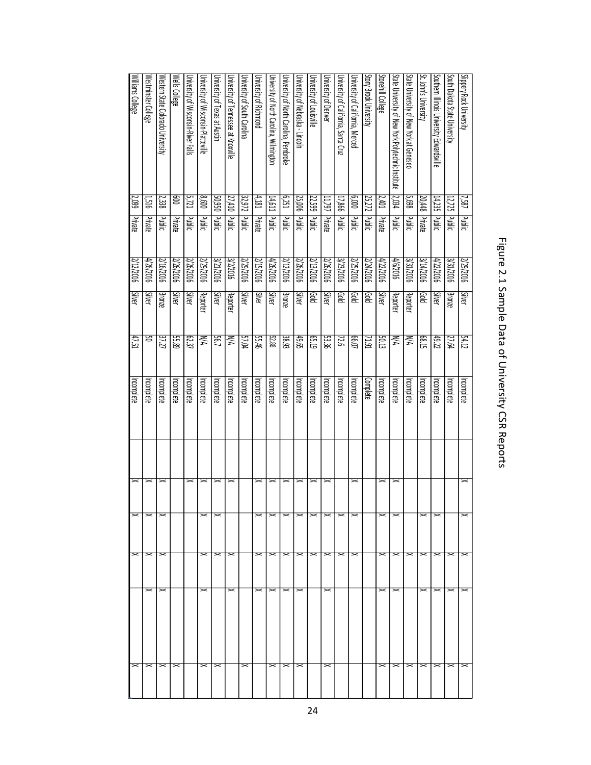Figure 2.1 Sample Data of University CSR Reports

| | | | | | | | | | | | |
|---|---|---|---|---|---|---|---|---|---|---|---|
| Slippery Rock University | 7,587 | Public | 2/29/2016 | Silver | 54.12 | Incomplete | X | X | X | X | X |
| South Dakota State University | 12,725 | Public | 3/31/2016 | Bronze | 27.64 | Incomplete | | | X | X | X |
| Southern Illinois University Edwardsville | 14,235 | Public | 4/22/2016 | Silver | 49.22 | Incomplete | | X | X | X | X |
| St. John's University | 20,448 | Private | 3/14/2016 | Gold | 68.15 | Incomplete | | X | X | X | X |
| State University of New York at Geneseo | 5,698 | Public | 3/31/2016 | Reporter | N/A | Incomplete | | X | X | | X |
| State University of New York Polytechnic Institute | 2,034 | Public | 4/6/2016 | Reporter | N/A | Incomplete | X | X | X | X | X |
| Stonehill College | 2,401 | Private | 4/22/2016 | Silver | 50.13 | Incomplete | X | X | X | X | X |
| Stony Brook University | 25,272 | Public | 2/24/2016 | Gold | 71.91 | Complete | | | | | |
| University of California, Merced | 6,000 | Public | 2/25/2016 | Gold | 66.07 | Incomplete | X | X | X | | |
| University of California, Santa Cruz | 17,866 | Public | 3/23/2016 | Gold | 72.6 | Incomplete | | X | X | | |
| University of Denver | 11,797 | Private | 2/26/2016 | Silver | 53.36 | Incomplete | X | | X | X | X |
| University of Louisville | 22,599 | Public | 2/13/2016 | Gold | 65.19 | Incomplete | X | X | X | | |
| University of Nebraska - Lincoln | 25,006 | Public | 2/26/2016 | Silver | 49.65 | Incomplete | X | X | X | | X |
| University of North Carolina, Pembroke | 6,251 | Public | 2/12/2016 | Bronze | 38.93 | Incomplete | X | X | X | X | X |
| University of North Carolina, Wilmington | 14,611 | Public | 4/26/2016 | Silver | 52.86 | Incomplete | X | X | X | X | X |
| University of Richmond | 4,181 | Private | 2/15/2016 | Silver | 55.46 | Incomplete | X | X | X | X | |
| University of South Carolina | 32,972 | Public | 2/29/2016 | Silver | 57.04 | Incomplete | | | | | X |
| University of Tennessee at Knoxville | 27,410 | Public | 3/2/2016 | Reporter | N/A | Incomplete | X | | X | X | |
| University of Texas at Austin | 50,950 | Public | 3/21/2016 | Silver | 56.7 | Incomplete | X | X | X | | X |
| University of Wisconsin-Platteville | 8,600 | Public | 2/29/2016 | Reporter | N/A | Incomplete | X | X | X | X | X |
| University of Wisconsin-River Falls | 5,721 | Public | 2/26/2016 | Silver | 62.37 | Incomplete | X | | | | |
| Wells College | 600 | Private | 2/26/2016 | Silver | 55.89 | Incomplete | | | | | X |
| Western State Colorado University | 2,338 | Public | 2/16/2016 | Bronze | 37.27 | Incomplete | X | X | X | X | X |
| Westminster College | 1,516 | Private | 4/26/2016 | Silver | 50 | Incomplete | X | X | X | X | X |
| Williams College | 2,099 | Private | 2/12/2016 | Silver | 47.51 | Incomplete | X | X | X | | X |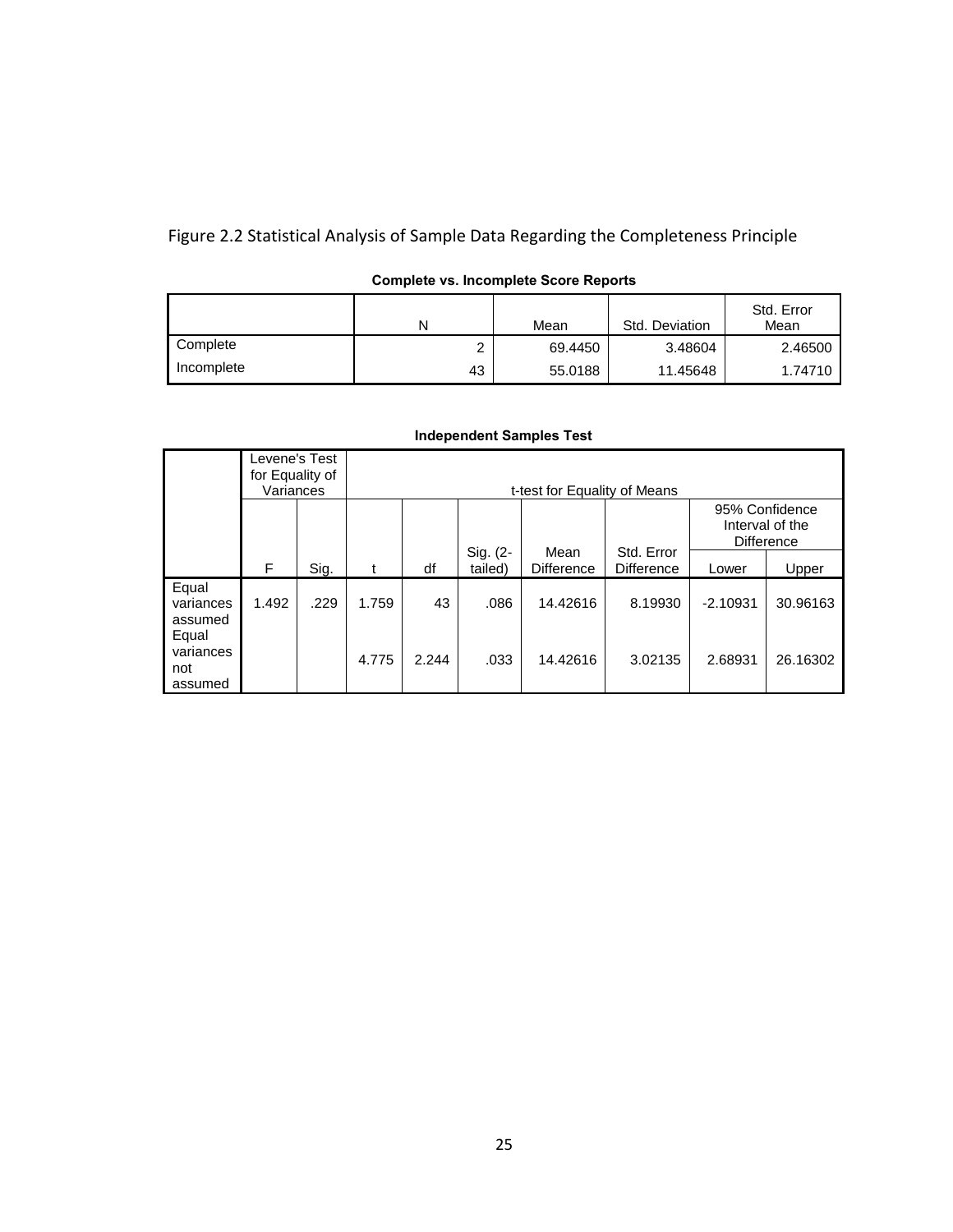Figure 2.2 Statistical Analysis of Sample Data Regarding the Completeness Principle

**Complete vs. Incomplete Score Reports**

| | N | Mean | Std. Deviation | Std. Error Mean |
|---|---|---|---|---|
| Complete | 2 | 69.4450 | 3.48604 | 2.46500 |
| Incomplete | 43 | 55.0188 | 11.45648 | 1.74710 |

**Independent Samples Test**

| | Levene's Test for Equality of Variances | | t-test for Equality of Means | | | | | | |
|---|---|---|---|---|---|---|---|---|---|
| | | | | | | | | 95% Confidence Interval of the Difference | |
| | F | Sig. | t | df | Sig. (2-tailed) | Mean Difference | Std. Error Difference | Lower | Upper |
| Equal variances assumed | 1.492 | .229 | 1.759 | 43 | .086 | 14.42616 | 8.19930 | -2.10931 | 30.96163 |
| Equal variances not assumed | | | 4.775 | 2.244 | .033 | 14.42616 | 3.02135 | 2.68931 | 26.16302 |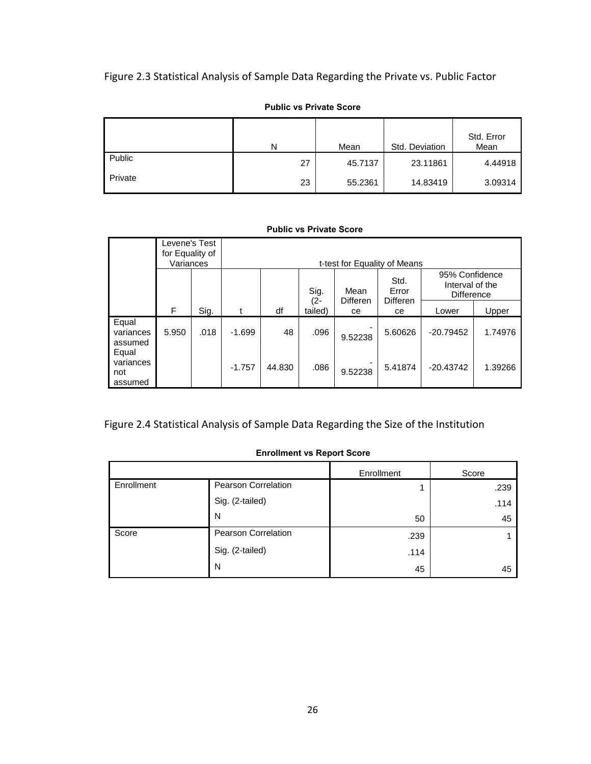Figure 2.3 Statistical Analysis of Sample Data Regarding the Private vs. Public Factor

**Public vs Private Score**

| | N | Mean | Std. Deviation | Std. Error Mean |
|---|---|---|---|---|
| Public | 27 | 45.7137 | 23.11861 | 4.44918 |
| Private | 23 | 55.2361 | 14.83419 | 3.09314 |

**Public vs Private Score**

| | Levene's Test for Equality of Variances | | t-test for Equality of Means | | | | | | |
|---|---|---|---|---|---|---|---|---|---|
| | | | | | | | | 95% Confidence Interval of the Difference | |
| | F | Sig. | t | df | Sig. (2-tailed) | Mean Difference | Std. Error Difference | Lower | Upper |
| Equal variances assumed | 5.950 | .018 | -1.699 | 48 | .096 | -9.52238 | 5.60626 | -20.79452 | 1.74976 |
| Equal variances not assumed | | | -1.757 | 44.830 | .086 | -9.52238 | 5.41874 | -20.43742 | 1.39266 |

Figure 2.4 Statistical Analysis of Sample Data Regarding the Size of the Institution

**Enrollment vs Report Score**

| | | Enrollment | Score |
|---|---|---|---|
| Enrollment | Pearson Correlation | 1 | .239 |
| | Sig. (2-tailed) | | .114 |
| | N | 50 | 45 |
| Score | Pearson Correlation | .239 | 1 |
| | Sig. (2-tailed) | .114 | |
| | N | 45 | 45 |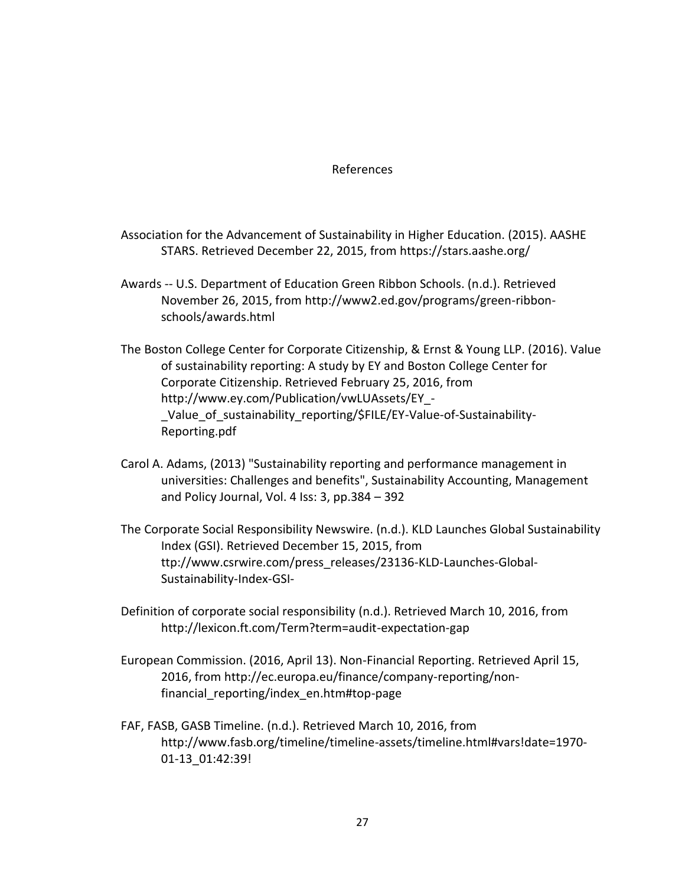# References

Association for the Advancement of Sustainability in Higher Education. (2015). AASHE STARS. Retrieved December 22, 2015, from https://stars.aashe.org/

Awards -- U.S. Department of Education Green Ribbon Schools. (n.d.). Retrieved November 26, 2015, from http://www2.ed.gov/programs/green-ribbon-schools/awards.html

The Boston College Center for Corporate Citizenship, & Ernst & Young LLP. (2016). Value of sustainability reporting: A study by EY and Boston College Center for Corporate Citizenship. Retrieved February 25, 2016, from http://www.ey.com/Publication/vwLUAssets/EY_-_Value_of_sustainability_reporting/$FILE/EY-Value-of-Sustainability-Reporting.pdf

Carol A. Adams, (2013) "Sustainability reporting and performance management in universities: Challenges and benefits", Sustainability Accounting, Management and Policy Journal, Vol. 4 Iss: 3, pp.384 – 392

The Corporate Social Responsibility Newswire. (n.d.). KLD Launches Global Sustainability Index (GSI). Retrieved December 15, 2015, from ttp://www.csrwire.com/press_releases/23136-KLD-Launches-Global-Sustainability-Index-GSI-

Definition of corporate social responsibility (n.d.). Retrieved March 10, 2016, from http://lexicon.ft.com/Term?term=audit-expectation-gap

European Commission. (2016, April 13). Non-Financial Reporting. Retrieved April 15, 2016, from http://ec.europa.eu/finance/company-reporting/non-financial_reporting/index_en.htm#top-page

FAF, FASB, GASB Timeline. (n.d.). Retrieved March 10, 2016, from http://www.fasb.org/timeline/timeline-assets/timeline.html#vars!date=1970-01-13_01:42:39!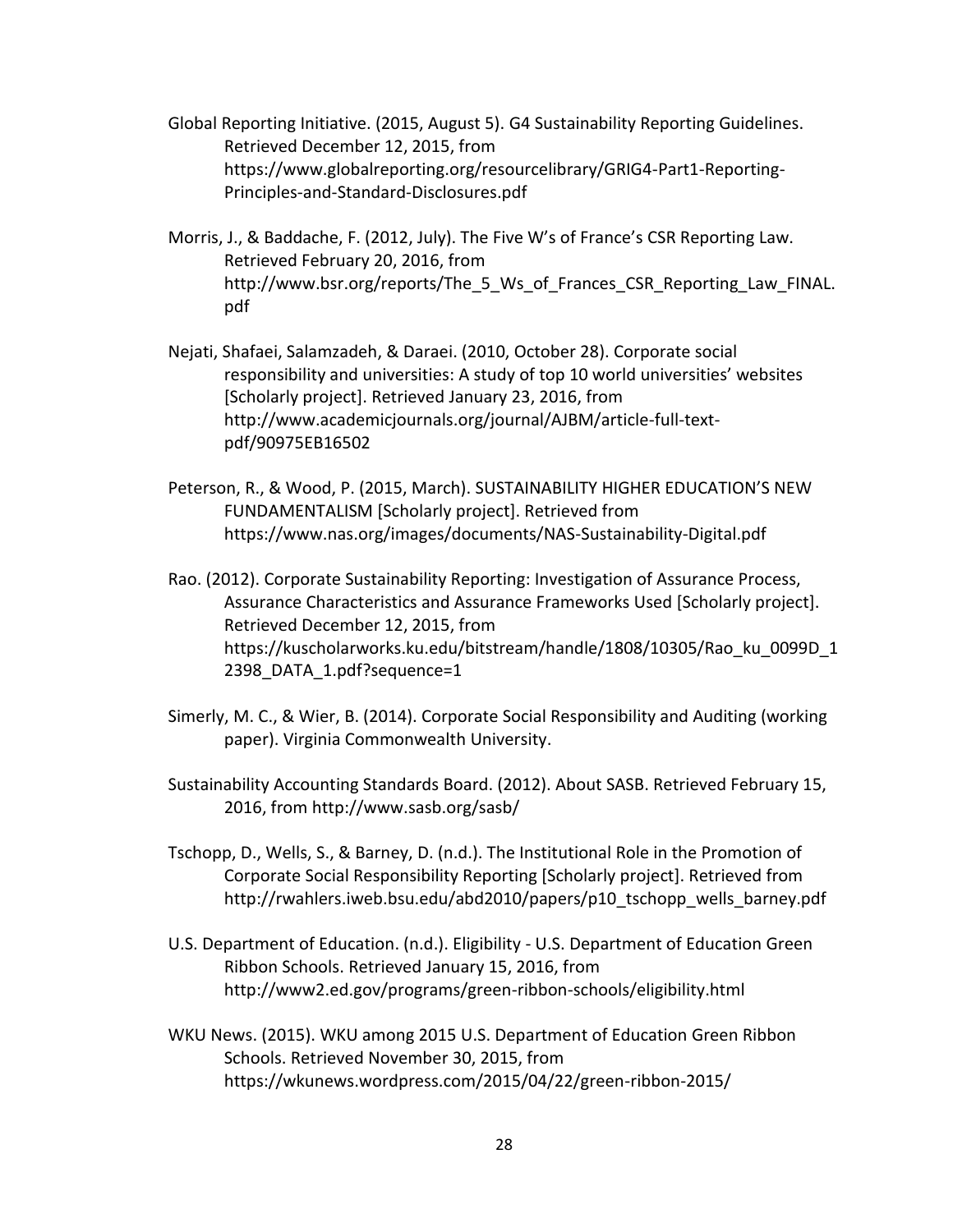Global Reporting Initiative. (2015, August 5). G4 Sustainability Reporting Guidelines. Retrieved December 12, 2015, from https://www.globalreporting.org/resourcelibrary/GRIG4-Part1-Reporting-Principles-and-Standard-Disclosures.pdf

Morris, J., & Baddache, F. (2012, July). The Five W's of France's CSR Reporting Law. Retrieved February 20, 2016, from http://www.bsr.org/reports/The_5_Ws_of_Frances_CSR_Reporting_Law_FINAL.pdf

Nejati, Shafaei, Salamzadeh, & Daraei. (2010, October 28). Corporate social responsibility and universities: A study of top 10 world universities' websites [Scholarly project]. Retrieved January 23, 2016, from http://www.academicjournals.org/journal/AJBM/article-full-text-pdf/90975EB16502

Peterson, R., & Wood, P. (2015, March). SUSTAINABILITY HIGHER EDUCATION'S NEW FUNDAMENTALISM [Scholarly project]. Retrieved from https://www.nas.org/images/documents/NAS-Sustainability-Digital.pdf

Rao. (2012). Corporate Sustainability Reporting: Investigation of Assurance Process, Assurance Characteristics and Assurance Frameworks Used [Scholarly project]. Retrieved December 12, 2015, from https://kuscholarworks.ku.edu/bitstream/handle/1808/10305/Rao_ku_0099D_12398_DATA_1.pdf?sequence=1

Simerly, M. C., & Wier, B. (2014). Corporate Social Responsibility and Auditing (working paper). Virginia Commonwealth University.

Sustainability Accounting Standards Board. (2012). About SASB. Retrieved February 15, 2016, from http://www.sasb.org/sasb/

Tschopp, D., Wells, S., & Barney, D. (n.d.). The Institutional Role in the Promotion of Corporate Social Responsibility Reporting [Scholarly project]. Retrieved from http://rwahlers.iweb.bsu.edu/abd2010/papers/p10_tschopp_wells_barney.pdf

U.S. Department of Education. (n.d.). Eligibility - U.S. Department of Education Green Ribbon Schools. Retrieved January 15, 2016, from http://www2.ed.gov/programs/green-ribbon-schools/eligibility.html

WKU News. (2015). WKU among 2015 U.S. Department of Education Green Ribbon Schools. Retrieved November 30, 2015, from https://wkunews.wordpress.com/2015/04/22/green-ribbon-2015/